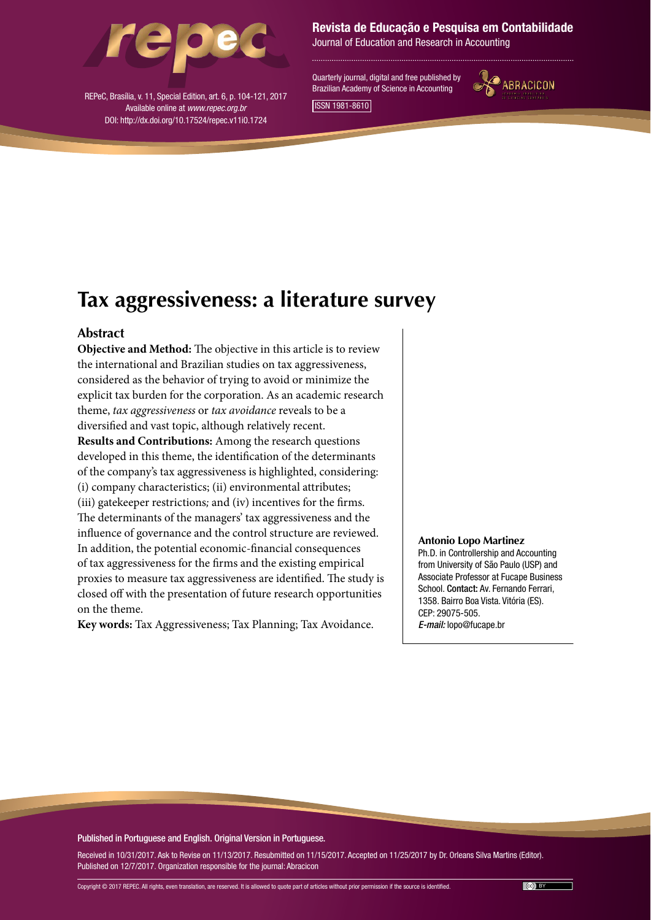# Tax aggressiveness: a literature survey

## Abstract

**Objective and Method:** The objective in this article is to review the international and Brazilian studies on tax aggressiveness, considered as the behavior of trying to avoid or minimize the explicit tax burden for the corporation. As an academic research theme, *tax aggressiveness* or *tax avoidance* reveals to be a diversified and vast topic, although relatively recent.

**Results and Contributions:** Among the research questions developed in this theme, the identification of the determinants of the company's tax aggressiveness is highlighted, considering: (i) company characteristics; (ii) environmental attributes; (iii) gatekeeper restrictions*;* and (iv) incentives for the firms. The determinants of the managers' tax aggressiveness and the influence of governance and the control structure are reviewed. In addition, the potential economic-financial consequences of tax aggressiveness for the firms and the existing empirical proxies to measure tax aggressiveness are identified. The study is closed off with the presentation of future research opportunities on the theme.

**Key words:** Tax Aggressiveness; Tax Planning; Tax Avoidance.

**Antonio Lopo Martinez**
Ph.D. in Controllership and Accounting from University of São Paulo (USP) and Associate Professor at Fucape Business School. **Contact:** Av. Fernando Ferrari, 1358. Bairro Boa Vista. Vitória (ES). CEP: 29075-505.
*E-mail:* lopo@fucape.br

Published in Portuguese and English. Original Version in Portuguese.

Received in 10/31/2017. Ask to Revise on 11/13/2017. Resubmitted on 11/15/2017. Accepted on 11/25/2017 by Dr. Orleans Silva Martins (Editor). Published on 12/7/2017. Organization responsible for the journal: Abracicon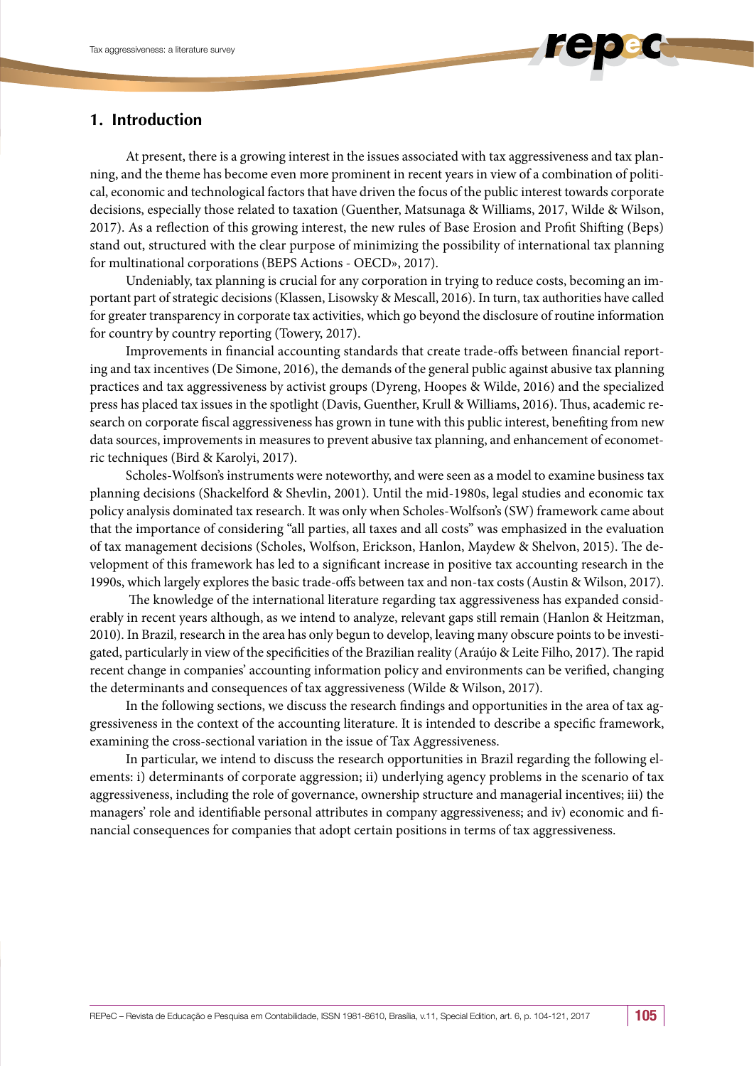## 1. Introduction

At present, there is a growing interest in the issues associated with tax aggressiveness and tax planning, and the theme has become even more prominent in recent years in view of a combination of political, economic and technological factors that have driven the focus of the public interest towards corporate decisions, especially those related to taxation (Guenther, Matsunaga & Williams, 2017, Wilde & Wilson, 2017). As a reflection of this growing interest, the new rules of Base Erosion and Profit Shifting (Beps) stand out, structured with the clear purpose of minimizing the possibility of international tax planning for multinational corporations (BEPS Actions - OECD», 2017).

Undeniably, tax planning is crucial for any corporation in trying to reduce costs, becoming an important part of strategic decisions (Klassen, Lisowsky & Mescall, 2016). In turn, tax authorities have called for greater transparency in corporate tax activities, which go beyond the disclosure of routine information for country by country reporting (Towery, 2017).

Improvements in financial accounting standards that create trade-offs between financial reporting and tax incentives (De Simone, 2016), the demands of the general public against abusive tax planning practices and tax aggressiveness by activist groups (Dyreng, Hoopes & Wilde, 2016) and the specialized press has placed tax issues in the spotlight (Davis, Guenther, Krull & Williams, 2016). Thus, academic research on corporate fiscal aggressiveness has grown in tune with this public interest, benefiting from new data sources, improvements in measures to prevent abusive tax planning, and enhancement of econometric techniques (Bird & Karolyi, 2017).

Scholes-Wolfson's instruments were noteworthy, and were seen as a model to examine business tax planning decisions (Shackelford & Shevlin, 2001). Until the mid-1980s, legal studies and economic tax policy analysis dominated tax research. It was only when Scholes-Wolfson's (SW) framework came about that the importance of considering "all parties, all taxes and all costs" was emphasized in the evaluation of tax management decisions (Scholes, Wolfson, Erickson, Hanlon, Maydew & Shelvon, 2015). The development of this framework has led to a significant increase in positive tax accounting research in the 1990s, which largely explores the basic trade-offs between tax and non-tax costs (Austin & Wilson, 2017).

The knowledge of the international literature regarding tax aggressiveness has expanded considerably in recent years although, as we intend to analyze, relevant gaps still remain (Hanlon & Heitzman, 2010). In Brazil, research in the area has only begun to develop, leaving many obscure points to be investigated, particularly in view of the specificities of the Brazilian reality (Araújo & Leite Filho, 2017). The rapid recent change in companies' accounting information policy and environments can be verified, changing the determinants and consequences of tax aggressiveness (Wilde & Wilson, 2017).

In the following sections, we discuss the research findings and opportunities in the area of tax aggressiveness in the context of the accounting literature. It is intended to describe a specific framework, examining the cross-sectional variation in the issue of Tax Aggressiveness.

In particular, we intend to discuss the research opportunities in Brazil regarding the following elements: i) determinants of corporate aggression; ii) underlying agency problems in the scenario of tax aggressiveness, including the role of governance, ownership structure and managerial incentives; iii) the managers' role and identifiable personal attributes in company aggressiveness; and iv) economic and financial consequences for companies that adopt certain positions in terms of tax aggressiveness.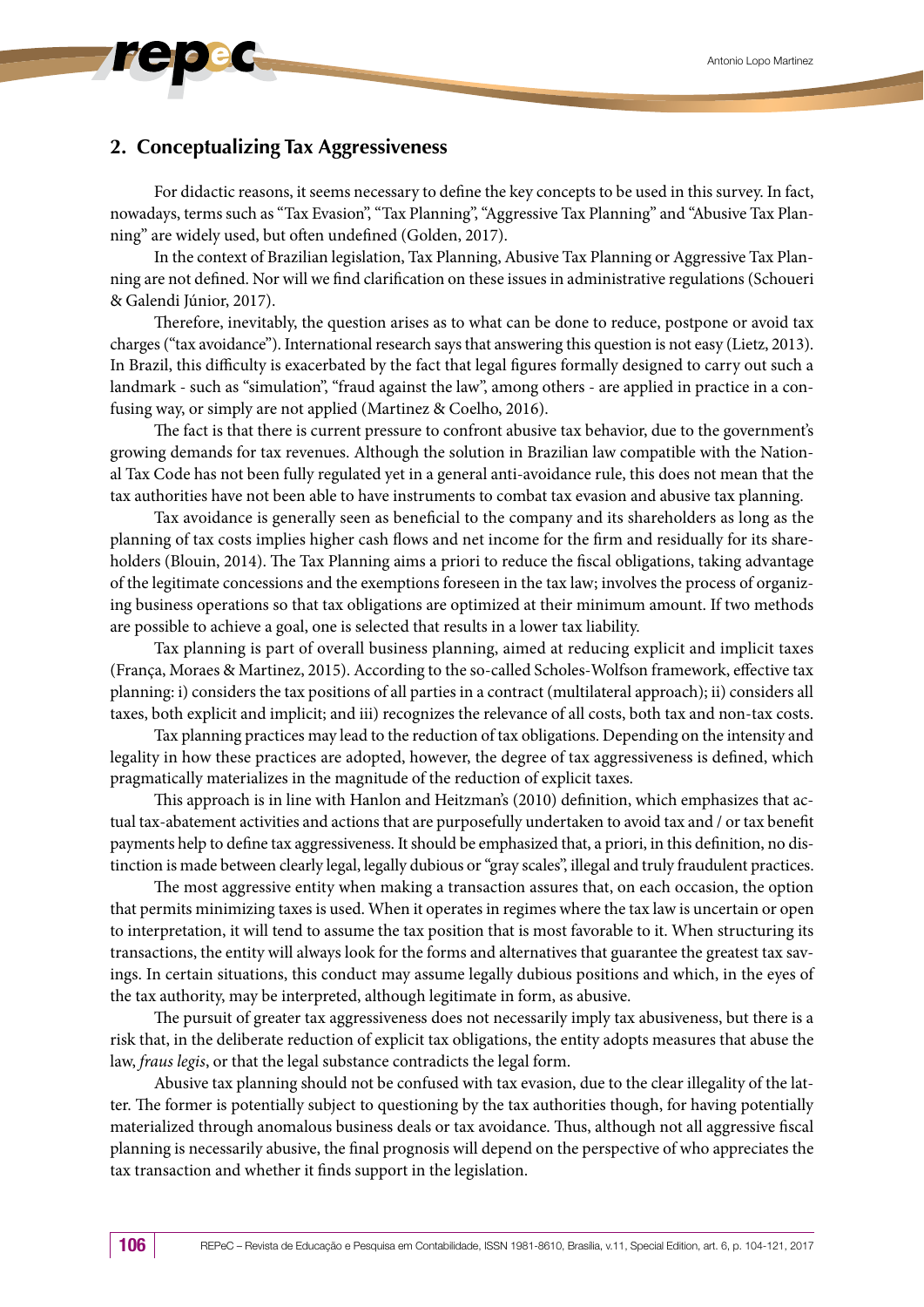## 2. Conceptualizing Tax Aggressiveness

For didactic reasons, it seems necessary to define the key concepts to be used in this survey. In fact, nowadays, terms such as "Tax Evasion", "Tax Planning", "Aggressive Tax Planning" and "Abusive Tax Planning" are widely used, but often undefined (Golden, 2017).

In the context of Brazilian legislation, Tax Planning, Abusive Tax Planning or Aggressive Tax Planning are not defined. Nor will we find clarification on these issues in administrative regulations (Schoueri & Galendi Júnior, 2017).

Therefore, inevitably, the question arises as to what can be done to reduce, postpone or avoid tax charges ("tax avoidance"). International research says that answering this question is not easy (Lietz, 2013). In Brazil, this difficulty is exacerbated by the fact that legal figures formally designed to carry out such a landmark - such as "simulation", "fraud against the law", among others - are applied in practice in a confusing way, or simply are not applied (Martinez & Coelho, 2016).

The fact is that there is current pressure to confront abusive tax behavior, due to the government's growing demands for tax revenues. Although the solution in Brazilian law compatible with the National Tax Code has not been fully regulated yet in a general anti-avoidance rule, this does not mean that the tax authorities have not been able to have instruments to combat tax evasion and abusive tax planning.

Tax avoidance is generally seen as beneficial to the company and its shareholders as long as the planning of tax costs implies higher cash flows and net income for the firm and residually for its shareholders (Blouin, 2014). The Tax Planning aims a priori to reduce the fiscal obligations, taking advantage of the legitimate concessions and the exemptions foreseen in the tax law; involves the process of organizing business operations so that tax obligations are optimized at their minimum amount. If two methods are possible to achieve a goal, one is selected that results in a lower tax liability.

Tax planning is part of overall business planning, aimed at reducing explicit and implicit taxes (França, Moraes & Martinez, 2015). According to the so-called Scholes-Wolfson framework, effective tax planning: i) considers the tax positions of all parties in a contract (multilateral approach); ii) considers all taxes, both explicit and implicit; and iii) recognizes the relevance of all costs, both tax and non-tax costs.

Tax planning practices may lead to the reduction of tax obligations. Depending on the intensity and legality in how these practices are adopted, however, the degree of tax aggressiveness is defined, which pragmatically materializes in the magnitude of the reduction of explicit taxes.

This approach is in line with Hanlon and Heitzman's (2010) definition, which emphasizes that actual tax-abatement activities and actions that are purposefully undertaken to avoid tax and / or tax benefit payments help to define tax aggressiveness. It should be emphasized that, a priori, in this definition, no distinction is made between clearly legal, legally dubious or "gray scales", illegal and truly fraudulent practices.

The most aggressive entity when making a transaction assures that, on each occasion, the option that permits minimizing taxes is used. When it operates in regimes where the tax law is uncertain or open to interpretation, it will tend to assume the tax position that is most favorable to it. When structuring its transactions, the entity will always look for the forms and alternatives that guarantee the greatest tax savings. In certain situations, this conduct may assume legally dubious positions and which, in the eyes of the tax authority, may be interpreted, although legitimate in form, as abusive.

The pursuit of greater tax aggressiveness does not necessarily imply tax abusiveness, but there is a risk that, in the deliberate reduction of explicit tax obligations, the entity adopts measures that abuse the law, *fraus legis*, or that the legal substance contradicts the legal form.

Abusive tax planning should not be confused with tax evasion, due to the clear illegality of the latter. The former is potentially subject to questioning by the tax authorities though, for having potentially materialized through anomalous business deals or tax avoidance. Thus, although not all aggressive fiscal planning is necessarily abusive, the final prognosis will depend on the perspective of who appreciates the tax transaction and whether it finds support in the legislation.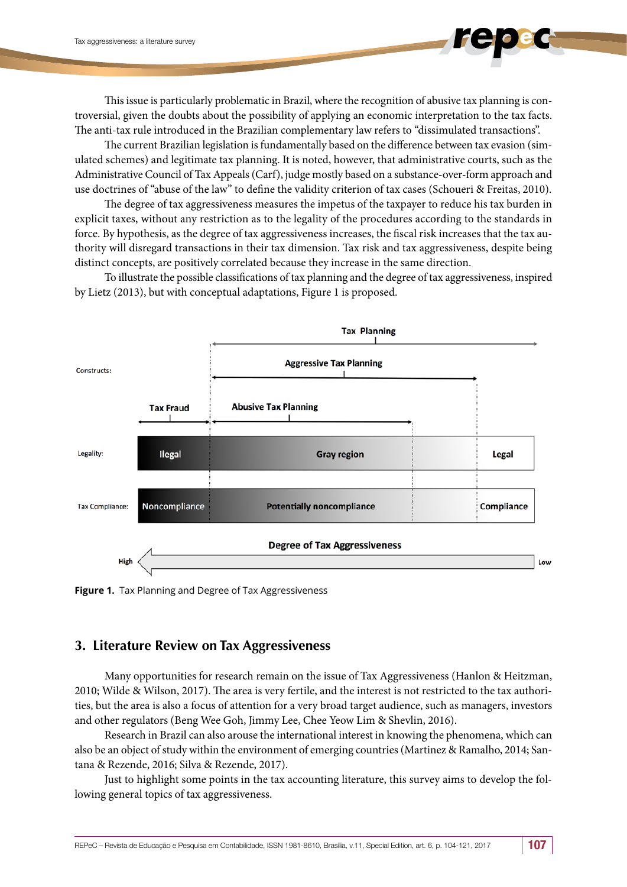This issue is particularly problematic in Brazil, where the recognition of abusive tax planning is controversial, given the doubts about the possibility of applying an economic interpretation to the tax facts. The anti-tax rule introduced in the Brazilian complementary law refers to "dissimulated transactions".

The current Brazilian legislation is fundamentally based on the difference between tax evasion (simulated schemes) and legitimate tax planning. It is noted, however, that administrative courts, such as the Administrative Council of Tax Appeals (Carf), judge mostly based on a substance-over-form approach and use doctrines of "abuse of the law" to define the validity criterion of tax cases (Schoueri & Freitas, 2010).

The degree of tax aggressiveness measures the impetus of the taxpayer to reduce his tax burden in explicit taxes, without any restriction as to the legality of the procedures according to the standards in force. By hypothesis, as the degree of tax aggressiveness increases, the fiscal risk increases that the tax authority will disregard transactions in their tax dimension. Tax risk and tax aggressiveness, despite being distinct concepts, are positively correlated because they increase in the same direction.

To illustrate the possible classifications of tax planning and the degree of tax aggressiveness, inspired by Lietz (2013), but with conceptual adaptations, Figure 1 is proposed.

**Figure 1.** Tax Planning and Degree of Tax Aggressiveness

## 3. Literature Review on Tax Aggressiveness

Many opportunities for research remain on the issue of Tax Aggressiveness (Hanlon & Heitzman, 2010; Wilde & Wilson, 2017). The area is very fertile, and the interest is not restricted to the tax authorities, but the area is also a focus of attention for a very broad target audience, such as managers, investors and other regulators (Beng Wee Goh, Jimmy Lee, Chee Yeow Lim & Shevlin, 2016).

Research in Brazil can also arouse the international interest in knowing the phenomena, which can also be an object of study within the environment of emerging countries (Martinez & Ramalho, 2014; Santana & Rezende, 2016; Silva & Rezende, 2017).

Just to highlight some points in the tax accounting literature, this survey aims to develop the following general topics of tax aggressiveness.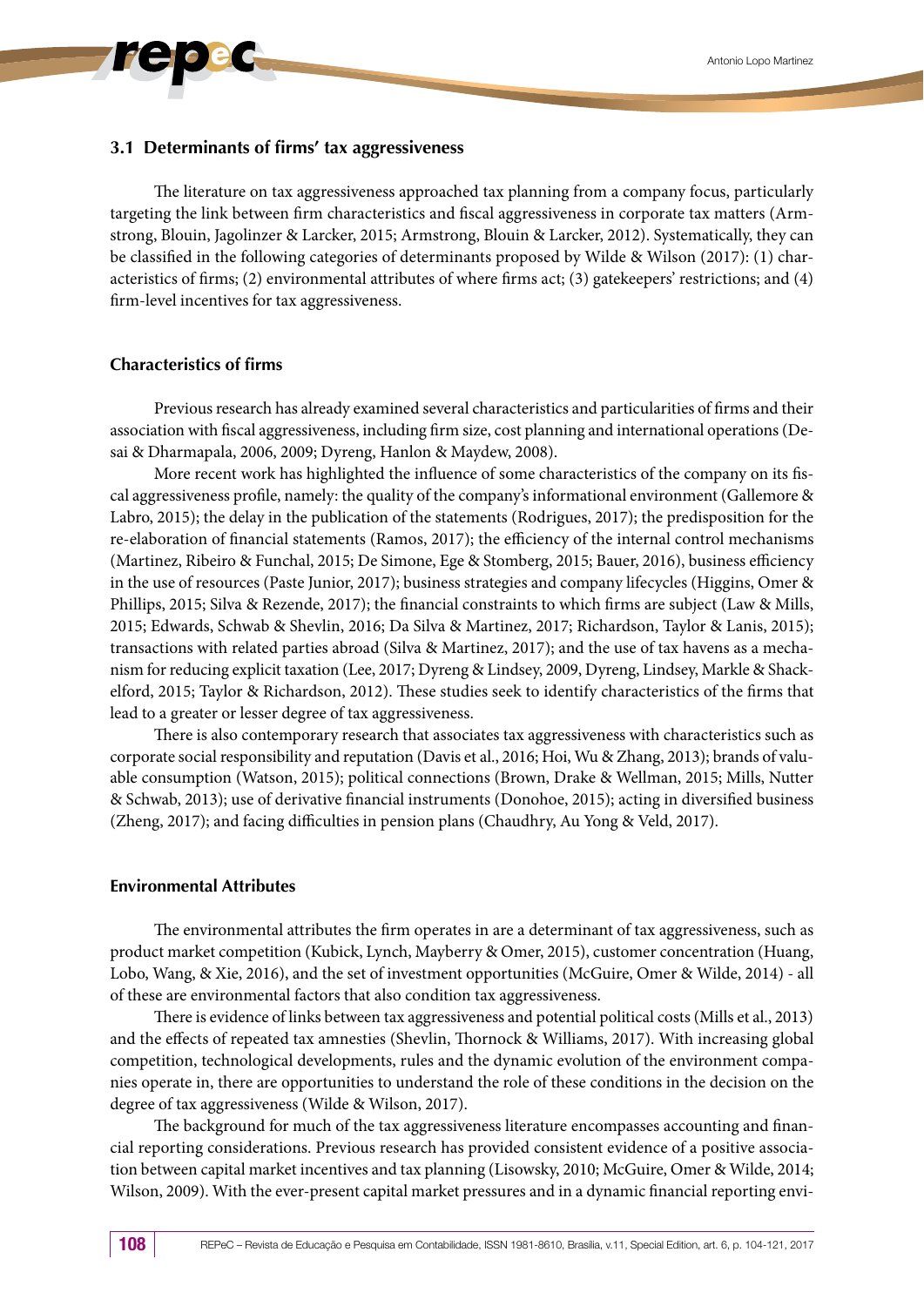### 3.1 Determinants of firms' tax aggressiveness

The literature on tax aggressiveness approached tax planning from a company focus, particularly targeting the link between firm characteristics and fiscal aggressiveness in corporate tax matters (Armstrong, Blouin, Jagolinzer & Larcker, 2015; Armstrong, Blouin & Larcker, 2012). Systematically, they can be classified in the following categories of determinants proposed by Wilde & Wilson (2017): (1) characteristics of firms; (2) environmental attributes of where firms act; (3) gatekeepers' restrictions; and (4) firm-level incentives for tax aggressiveness.

#### Characteristics of firms

Previous research has already examined several characteristics and particularities of firms and their association with fiscal aggressiveness, including firm size, cost planning and international operations (Desai & Dharmapala, 2006, 2009; Dyreng, Hanlon & Maydew, 2008).

More recent work has highlighted the influence of some characteristics of the company on its fiscal aggressiveness profile, namely: the quality of the company's informational environment (Gallemore & Labro, 2015); the delay in the publication of the statements (Rodrigues, 2017); the predisposition for the re-elaboration of financial statements (Ramos, 2017); the efficiency of the internal control mechanisms (Martinez, Ribeiro & Funchal, 2015; De Simone, Ege & Stomberg, 2015; Bauer, 2016), business efficiency in the use of resources (Paste Junior, 2017); business strategies and company lifecycles (Higgins, Omer & Phillips, 2015; Silva & Rezende, 2017); the financial constraints to which firms are subject (Law & Mills, 2015; Edwards, Schwab & Shevlin, 2016; Da Silva & Martinez, 2017; Richardson, Taylor & Lanis, 2015); transactions with related parties abroad (Silva & Martinez, 2017); and the use of tax havens as a mechanism for reducing explicit taxation (Lee, 2017; Dyreng & Lindsey, 2009, Dyreng, Lindsey, Markle & Shackelford, 2015; Taylor & Richardson, 2012). These studies seek to identify characteristics of the firms that lead to a greater or lesser degree of tax aggressiveness.

There is also contemporary research that associates tax aggressiveness with characteristics such as corporate social responsibility and reputation (Davis et al., 2016; Hoi, Wu & Zhang, 2013); brands of valuable consumption (Watson, 2015); political connections (Brown, Drake & Wellman, 2015; Mills, Nutter & Schwab, 2013); use of derivative financial instruments (Donohoe, 2015); acting in diversified business (Zheng, 2017); and facing difficulties in pension plans (Chaudhry, Au Yong & Veld, 2017).

#### Environmental Attributes

The environmental attributes the firm operates in are a determinant of tax aggressiveness, such as product market competition (Kubick, Lynch, Mayberry & Omer, 2015), customer concentration (Huang, Lobo, Wang, & Xie, 2016), and the set of investment opportunities (McGuire, Omer & Wilde, 2014) - all of these are environmental factors that also condition tax aggressiveness.

There is evidence of links between tax aggressiveness and potential political costs (Mills et al., 2013) and the effects of repeated tax amnesties (Shevlin, Thornock & Williams, 2017). With increasing global competition, technological developments, rules and the dynamic evolution of the environment companies operate in, there are opportunities to understand the role of these conditions in the decision on the degree of tax aggressiveness (Wilde & Wilson, 2017).

The background for much of the tax aggressiveness literature encompasses accounting and financial reporting considerations. Previous research has provided consistent evidence of a positive association between capital market incentives and tax planning (Lisowsky, 2010; McGuire, Omer & Wilde, 2014; Wilson, 2009). With the ever-present capital market pressures and in a dynamic financial reporting envi-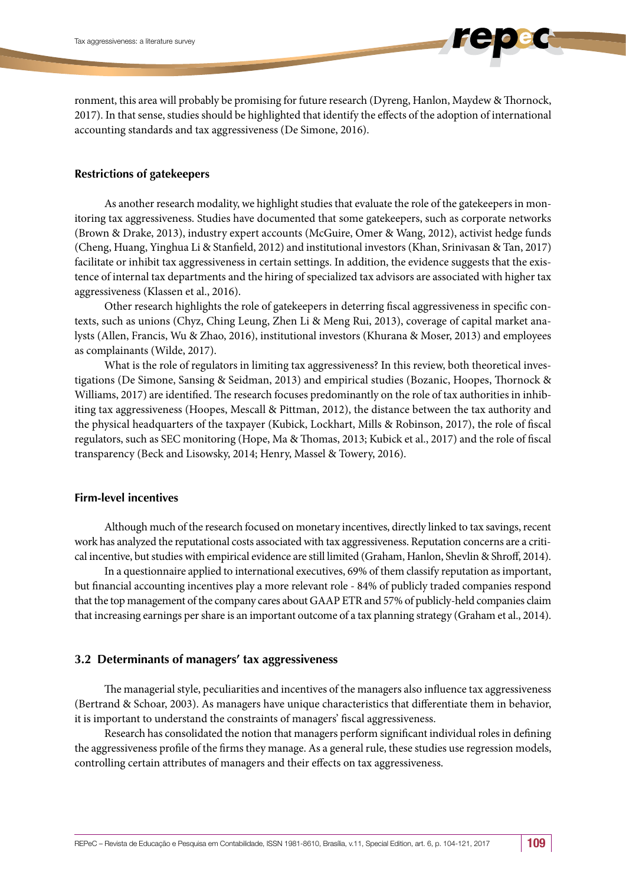ronment, this area will probably be promising for future research (Dyreng, Hanlon, Maydew & Thornock, 2017). In that sense, studies should be highlighted that identify the effects of the adoption of international accounting standards and tax aggressiveness (De Simone, 2016).

### Restrictions of gatekeepers

As another research modality, we highlight studies that evaluate the role of the gatekeepers in monitoring tax aggressiveness. Studies have documented that some gatekeepers, such as corporate networks (Brown & Drake, 2013), industry expert accounts (McGuire, Omer & Wang, 2012), activist hedge funds (Cheng, Huang, Yinghua Li & Stanfield, 2012) and institutional investors (Khan, Srinivasan & Tan, 2017) facilitate or inhibit tax aggressiveness in certain settings. In addition, the evidence suggests that the existence of internal tax departments and the hiring of specialized tax advisors are associated with higher tax aggressiveness (Klassen et al., 2016).

Other research highlights the role of gatekeepers in deterring fiscal aggressiveness in specific contexts, such as unions (Chyz, Ching Leung, Zhen Li & Meng Rui, 2013), coverage of capital market analysts (Allen, Francis, Wu & Zhao, 2016), institutional investors (Khurana & Moser, 2013) and employees as complainants (Wilde, 2017).

What is the role of regulators in limiting tax aggressiveness? In this review, both theoretical investigations (De Simone, Sansing & Seidman, 2013) and empirical studies (Bozanic, Hoopes, Thornock & Williams, 2017) are identified. The research focuses predominantly on the role of tax authorities in inhibiting tax aggressiveness (Hoopes, Mescall & Pittman, 2012), the distance between the tax authority and the physical headquarters of the taxpayer (Kubick, Lockhart, Mills & Robinson, 2017), the role of fiscal regulators, such as SEC monitoring (Hope, Ma & Thomas, 2013; Kubick et al., 2017) and the role of fiscal transparency (Beck and Lisowsky, 2014; Henry, Massel & Towery, 2016).

### Firm-level incentives

Although much of the research focused on monetary incentives, directly linked to tax savings, recent work has analyzed the reputational costs associated with tax aggressiveness. Reputation concerns are a critical incentive, but studies with empirical evidence are still limited (Graham, Hanlon, Shevlin & Shroff, 2014).

In a questionnaire applied to international executives, 69% of them classify reputation as important, but financial accounting incentives play a more relevant role - 84% of publicly traded companies respond that the top management of the company cares about GAAP ETR and 57% of publicly-held companies claim that increasing earnings per share is an important outcome of a tax planning strategy (Graham et al., 2014).

## 3.2 Determinants of managers' tax aggressiveness

The managerial style, peculiarities and incentives of the managers also influence tax aggressiveness (Bertrand & Schoar, 2003). As managers have unique characteristics that differentiate them in behavior, it is important to understand the constraints of managers' fiscal aggressiveness.

Research has consolidated the notion that managers perform significant individual roles in defining the aggressiveness profile of the firms they manage. As a general rule, these studies use regression models, controlling certain attributes of managers and their effects on tax aggressiveness.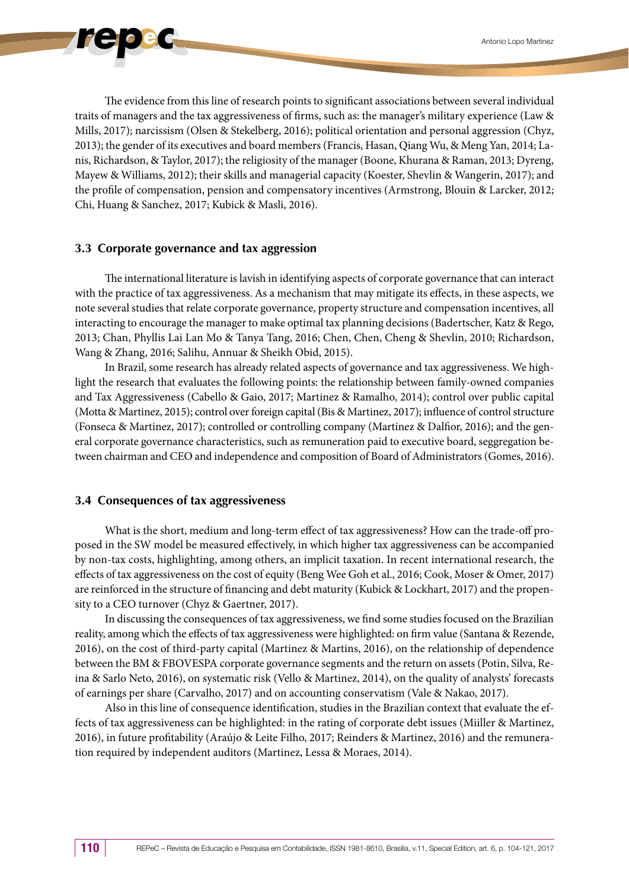The evidence from this line of research points to significant associations between several individual traits of managers and the tax aggressiveness of firms, such as: the manager's military experience (Law & Mills, 2017); narcissism (Olsen & Stekelberg, 2016); political orientation and personal aggression (Chyz, 2013); the gender of its executives and board members (Francis, Hasan, Qiang Wu, & Meng Yan, 2014; Lanis, Richardson, & Taylor, 2017); the religiosity of the manager (Boone, Khurana & Raman, 2013; Dyreng, Mayew & Williams, 2012); their skills and managerial capacity (Koester, Shevlin & Wangerin, 2017); and the profile of compensation, pension and compensatory incentives (Armstrong, Blouin & Larcker, 2012; Chi, Huang & Sanchez, 2017; Kubick & Masli, 2016).

### 3.3 Corporate governance and tax aggression

The international literature is lavish in identifying aspects of corporate governance that can interact with the practice of tax aggressiveness. As a mechanism that may mitigate its effects, in these aspects, we note several studies that relate corporate governance, property structure and compensation incentives, all interacting to encourage the manager to make optimal tax planning decisions (Badertscher, Katz & Rego, 2013; Chan, Phyllis Lai Lan Mo & Tanya Tang, 2016; Chen, Chen, Cheng & Shevlin, 2010; Richardson, Wang & Zhang, 2016; Salihu, Annuar & Sheikh Obid, 2015).

In Brazil, some research has already related aspects of governance and tax aggressiveness. We highlight the research that evaluates the following points: the relationship between family-owned companies and Tax Aggressiveness (Cabello & Gaio, 2017; Martinez & Ramalho, 2014); control over public capital (Motta & Martinez, 2015); control over foreign capital (Bis & Martinez, 2017); influence of control structure (Fonseca & Martinez, 2017); controlled or controlling company (Martinez & Dalfior, 2016); and the general corporate governance characteristics, such as remuneration paid to executive board, seggregation between chairman and CEO and independence and composition of Board of Administrators (Gomes, 2016).

### 3.4 Consequences of tax aggressiveness

What is the short, medium and long-term effect of tax aggressiveness? How can the trade-off proposed in the SW model be measured effectively, in which higher tax aggressiveness can be accompanied by non-tax costs, highlighting, among others, an implicit taxation. In recent international research, the effects of tax aggressiveness on the cost of equity (Beng Wee Goh et al., 2016; Cook, Moser & Omer, 2017) are reinforced in the structure of financing and debt maturity (Kubick & Lockhart, 2017) and the propensity to a CEO turnover (Chyz & Gaertner, 2017).

In discussing the consequences of tax aggressiveness, we find some studies focused on the Brazilian reality, among which the effects of tax aggressiveness were highlighted: on firm value (Santana & Rezende, 2016), on the cost of third-party capital (Martinez & Martins, 2016), on the relationship of dependence between the BM & FBOVESPA corporate governance segments and the return on assets (Potin, Silva, Reina & Sarlo Neto, 2016), on systematic risk (Vello & Martinez, 2014), on the quality of analysts' forecasts of earnings per share (Carvalho, 2017) and on accounting conservatism (Vale & Nakao, 2017).

Also in this line of consequence identification, studies in the Brazilian context that evaluate the effects of tax aggressiveness can be highlighted: in the rating of corporate debt issues (Miiller & Martinez, 2016), in future profitability (Araújo & Leite Filho, 2017; Reinders & Martinez, 2016) and the remuneration required by independent auditors (Martinez, Lessa & Moraes, 2014).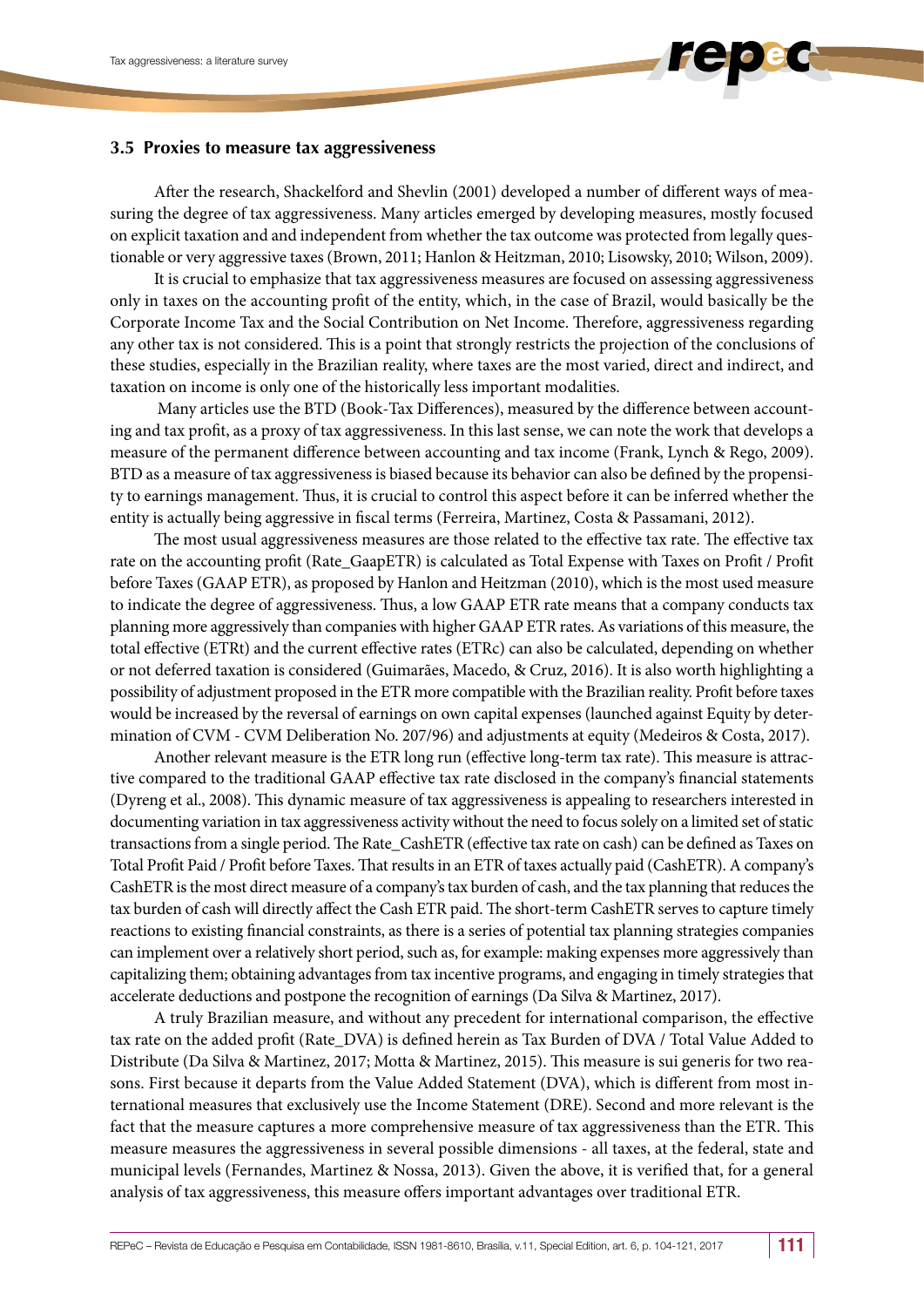### 3.5 Proxies to measure tax aggressiveness

After the research, Shackelford and Shevlin (2001) developed a number of different ways of measuring the degree of tax aggressiveness. Many articles emerged by developing measures, mostly focused on explicit taxation and and independent from whether the tax outcome was protected from legally questionable or very aggressive taxes (Brown, 2011; Hanlon & Heitzman, 2010; Lisowsky, 2010; Wilson, 2009).

It is crucial to emphasize that tax aggressiveness measures are focused on assessing aggressiveness only in taxes on the accounting profit of the entity, which, in the case of Brazil, would basically be the Corporate Income Tax and the Social Contribution on Net Income. Therefore, aggressiveness regarding any other tax is not considered. This is a point that strongly restricts the projection of the conclusions of these studies, especially in the Brazilian reality, where taxes are the most varied, direct and indirect, and taxation on income is only one of the historically less important modalities.

Many articles use the BTD (Book-Tax Differences), measured by the difference between accounting and tax profit, as a proxy of tax aggressiveness. In this last sense, we can note the work that develops a measure of the permanent difference between accounting and tax income (Frank, Lynch & Rego, 2009). BTD as a measure of tax aggressiveness is biased because its behavior can also be defined by the propensity to earnings management. Thus, it is crucial to control this aspect before it can be inferred whether the entity is actually being aggressive in fiscal terms (Ferreira, Martinez, Costa & Passamani, 2012).

The most usual aggressiveness measures are those related to the effective tax rate. The effective tax rate on the accounting profit (Rate_GaapETR) is calculated as Total Expense with Taxes on Profit / Profit before Taxes (GAAP ETR), as proposed by Hanlon and Heitzman (2010), which is the most used measure to indicate the degree of aggressiveness. Thus, a low GAAP ETR rate means that a company conducts tax planning more aggressively than companies with higher GAAP ETR rates. As variations of this measure, the total effective (ETRt) and the current effective rates (ETRc) can also be calculated, depending on whether or not deferred taxation is considered (Guimarães, Macedo, & Cruz, 2016). It is also worth highlighting a possibility of adjustment proposed in the ETR more compatible with the Brazilian reality. Profit before taxes would be increased by the reversal of earnings on own capital expenses (launched against Equity by determination of CVM - CVM Deliberation No. 207/96) and adjustments at equity (Medeiros & Costa, 2017).

Another relevant measure is the ETR long run (effective long-term tax rate). This measure is attractive compared to the traditional GAAP effective tax rate disclosed in the company's financial statements (Dyreng et al., 2008). This dynamic measure of tax aggressiveness is appealing to researchers interested in documenting variation in tax aggressiveness activity without the need to focus solely on a limited set of static transactions from a single period. The Rate_CashETR (effective tax rate on cash) can be defined as Taxes on Total Profit Paid / Profit before Taxes. That results in an ETR of taxes actually paid (CashETR). A company's CashETR is the most direct measure of a company's tax burden of cash, and the tax planning that reduces the tax burden of cash will directly affect the Cash ETR paid. The short-term CashETR serves to capture timely reactions to existing financial constraints, as there is a series of potential tax planning strategies companies can implement over a relatively short period, such as, for example: making expenses more aggressively than capitalizing them; obtaining advantages from tax incentive programs, and engaging in timely strategies that accelerate deductions and postpone the recognition of earnings (Da Silva & Martinez, 2017).

A truly Brazilian measure, and without any precedent for international comparison, the effective tax rate on the added profit (Rate_DVA) is defined herein as Tax Burden of DVA / Total Value Added to Distribute (Da Silva & Martinez, 2017; Motta & Martinez, 2015). This measure is sui generis for two reasons. First because it departs from the Value Added Statement (DVA), which is different from most international measures that exclusively use the Income Statement (DRE). Second and more relevant is the fact that the measure captures a more comprehensive measure of tax aggressiveness than the ETR. This measure measures the aggressiveness in several possible dimensions - all taxes, at the federal, state and municipal levels (Fernandes, Martinez & Nossa, 2013). Given the above, it is verified that, for a general analysis of tax aggressiveness, this measure offers important advantages over traditional ETR.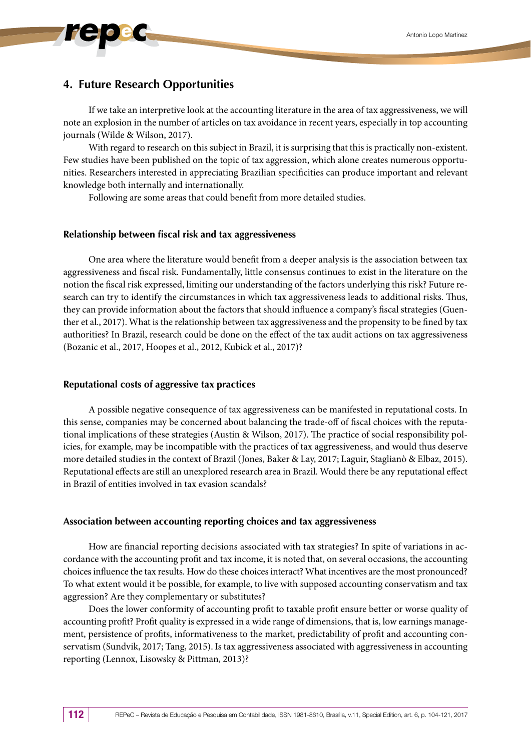## 4. Future Research Opportunities

If we take an interpretive look at the accounting literature in the area of tax aggressiveness, we will note an explosion in the number of articles on tax avoidance in recent years, especially in top accounting journals (Wilde & Wilson, 2017).

With regard to research on this subject in Brazil, it is surprising that this is practically non-existent. Few studies have been published on the topic of tax aggression, which alone creates numerous opportunities. Researchers interested in appreciating Brazilian specificities can produce important and relevant knowledge both internally and internationally.

Following are some areas that could benefit from more detailed studies.

### Relationship between fiscal risk and tax aggressiveness

One area where the literature would benefit from a deeper analysis is the association between tax aggressiveness and fiscal risk. Fundamentally, little consensus continues to exist in the literature on the notion the fiscal risk expressed, limiting our understanding of the factors underlying this risk? Future research can try to identify the circumstances in which tax aggressiveness leads to additional risks. Thus, they can provide information about the factors that should influence a company's fiscal strategies (Guenther et al., 2017). What is the relationship between tax aggressiveness and the propensity to be fined by tax authorities? In Brazil, research could be done on the effect of the tax audit actions on tax aggressiveness (Bozanic et al., 2017, Hoopes et al., 2012, Kubick et al., 2017)?

### Reputational costs of aggressive tax practices

A possible negative consequence of tax aggressiveness can be manifested in reputational costs. In this sense, companies may be concerned about balancing the trade-off of fiscal choices with the reputational implications of these strategies (Austin & Wilson, 2017). The practice of social responsibility policies, for example, may be incompatible with the practices of tax aggressiveness, and would thus deserve more detailed studies in the context of Brazil (Jones, Baker & Lay, 2017; Laguir, Staglianò & Elbaz, 2015). Reputational effects are still an unexplored research area in Brazil. Would there be any reputational effect in Brazil of entities involved in tax evasion scandals?

### Association between accounting reporting choices and tax aggressiveness

How are financial reporting decisions associated with tax strategies? In spite of variations in accordance with the accounting profit and tax income, it is noted that, on several occasions, the accounting choices influence the tax results. How do these choices interact? What incentives are the most pronounced? To what extent would it be possible, for example, to live with supposed accounting conservatism and tax aggression? Are they complementary or substitutes?

Does the lower conformity of accounting profit to taxable profit ensure better or worse quality of accounting profit? Profit quality is expressed in a wide range of dimensions, that is, low earnings management, persistence of profits, informativeness to the market, predictability of profit and accounting conservatism (Sundvik, 2017; Tang, 2015). Is tax aggressiveness associated with aggressiveness in accounting reporting (Lennox, Lisowsky & Pittman, 2013)?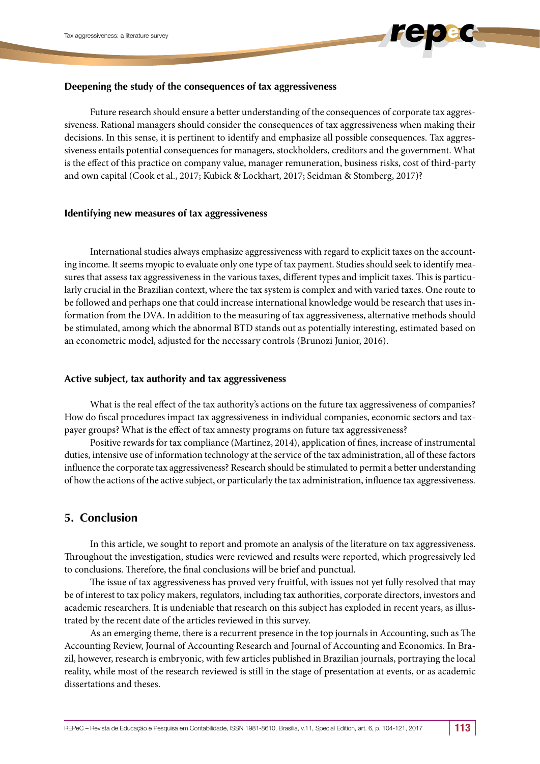#### Deepening the study of the consequences of tax aggressiveness

Future research should ensure a better understanding of the consequences of corporate tax aggressiveness. Rational managers should consider the consequences of tax aggressiveness when making their decisions. In this sense, it is pertinent to identify and emphasize all possible consequences. Tax aggressiveness entails potential consequences for managers, stockholders, creditors and the government. What is the effect of this practice on company value, manager remuneration, business risks, cost of third-party and own capital (Cook et al., 2017; Kubick & Lockhart, 2017; Seidman & Stomberg, 2017)?

#### Identifying new measures of tax aggressiveness

International studies always emphasize aggressiveness with regard to explicit taxes on the accounting income. It seems myopic to evaluate only one type of tax payment. Studies should seek to identify measures that assess tax aggressiveness in the various taxes, different types and implicit taxes. This is particularly crucial in the Brazilian context, where the tax system is complex and with varied taxes. One route to be followed and perhaps one that could increase international knowledge would be research that uses information from the DVA. In addition to the measuring of tax aggressiveness, alternative methods should be stimulated, among which the abnormal BTD stands out as potentially interesting, estimated based on an econometric model, adjusted for the necessary controls (Brunozi Junior, 2016).

#### Active subject, tax authority and tax aggressiveness

What is the real effect of the tax authority's actions on the future tax aggressiveness of companies? How do fiscal procedures impact tax aggressiveness in individual companies, economic sectors and taxpayer groups? What is the effect of tax amnesty programs on future tax aggressiveness?

Positive rewards for tax compliance (Martinez, 2014), application of fines, increase of instrumental duties, intensive use of information technology at the service of the tax administration, all of these factors influence the corporate tax aggressiveness? Research should be stimulated to permit a better understanding of how the actions of the active subject, or particularly the tax administration, influence tax aggressiveness.

## 5. Conclusion

In this article, we sought to report and promote an analysis of the literature on tax aggressiveness. Throughout the investigation, studies were reviewed and results were reported, which progressively led to conclusions. Therefore, the final conclusions will be brief and punctual.

The issue of tax aggressiveness has proved very fruitful, with issues not yet fully resolved that may be of interest to tax policy makers, regulators, including tax authorities, corporate directors, investors and academic researchers. It is undeniable that research on this subject has exploded in recent years, as illustrated by the recent date of the articles reviewed in this survey.

As an emerging theme, there is a recurrent presence in the top journals in Accounting, such as The Accounting Review, Journal of Accounting Research and Journal of Accounting and Economics. In Brazil, however, research is embryonic, with few articles published in Brazilian journals, portraying the local reality, while most of the research reviewed is still in the stage of presentation at events, or as academic dissertations and theses.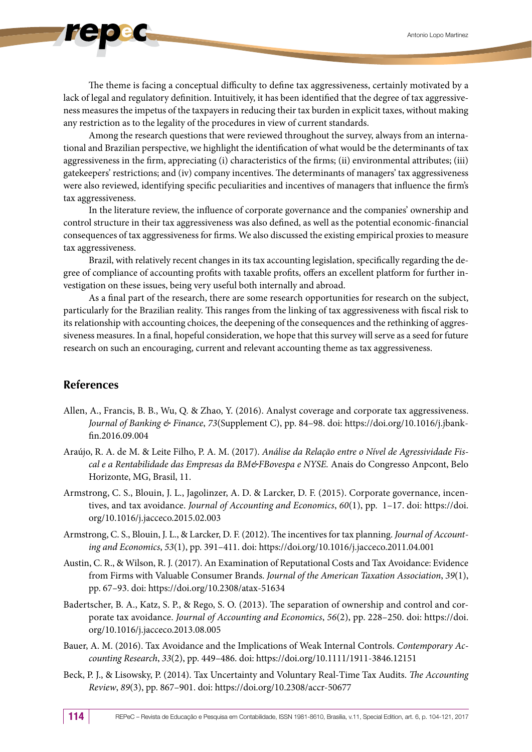The theme is facing a conceptual difficulty to define tax aggressiveness, certainly motivated by a lack of legal and regulatory definition. Intuitively, it has been identified that the degree of tax aggressiveness measures the impetus of the taxpayers in reducing their tax burden in explicit taxes, without making any restriction as to the legality of the procedures in view of current standards.

Among the research questions that were reviewed throughout the survey, always from an international and Brazilian perspective, we highlight the identification of what would be the determinants of tax aggressiveness in the firm, appreciating (i) characteristics of the firms; (ii) environmental attributes; (iii) gatekeepers' restrictions; and (iv) company incentives. The determinants of managers' tax aggressiveness were also reviewed, identifying specific peculiarities and incentives of managers that influence the firm's tax aggressiveness.

In the literature review, the influence of corporate governance and the companies' ownership and control structure in their tax aggressiveness was also defined, as well as the potential economic-financial consequences of tax aggressiveness for firms. We also discussed the existing empirical proxies to measure tax aggressiveness.

Brazil, with relatively recent changes in its tax accounting legislation, specifically regarding the degree of compliance of accounting profits with taxable profits, offers an excellent platform for further investigation on these issues, being very useful both internally and abroad.

As a final part of the research, there are some research opportunities for research on the subject, particularly for the Brazilian reality. This ranges from the linking of tax aggressiveness with fiscal risk to its relationship with accounting choices, the deepening of the consequences and the rethinking of aggressiveness measures. In a final, hopeful consideration, we hope that this survey will serve as a seed for future research on such an encouraging, current and relevant accounting theme as tax aggressiveness.

## References

Allen, A., Francis, B. B., Wu, Q. & Zhao, Y. (2016). Analyst coverage and corporate tax aggressiveness. *Journal of Banking & Finance*, *73*(Supplement C), pp. 84–98. doi: https://doi.org/10.1016/j.jbankfin.2016.09.004

Araújo, R. A. de M. & Leite Filho, P. A. M. (2017). *Análise da Relação entre o Nível de Agressividade Fiscal e a Rentabilidade das Empresas da BM&FBovespa e NYSE.* Anais do Congresso Anpcont, Belo Horizonte, MG, Brasil, 11.

Armstrong, C. S., Blouin, J. L., Jagolinzer, A. D. & Larcker, D. F. (2015). Corporate governance, incentives, and tax avoidance. *Journal of Accounting and Economics*, *60*(1), pp. 1–17. doi: https://doi.org/10.1016/j.jacceco.2015.02.003

Armstrong, C. S., Blouin, J. L., & Larcker, D. F. (2012). The incentives for tax planning. *Journal of Accounting and Economics*, *53*(1), pp. 391–411. doi: https://doi.org/10.1016/j.jacceco.2011.04.001

Austin, C. R., & Wilson, R. J. (2017). An Examination of Reputational Costs and Tax Avoidance: Evidence from Firms with Valuable Consumer Brands. *Journal of the American Taxation Association*, *39*(1), pp. 67–93. doi: https://doi.org/10.2308/atax-51634

Badertscher, B. A., Katz, S. P., & Rego, S. O. (2013). The separation of ownership and control and corporate tax avoidance. *Journal of Accounting and Economics*, *56*(2), pp. 228–250. doi: https://doi.org/10.1016/j.jacceco.2013.08.005

Bauer, A. M. (2016). Tax Avoidance and the Implications of Weak Internal Controls. *Contemporary Accounting Research*, *33*(2), pp. 449–486. doi: https://doi.org/10.1111/1911-3846.12151

Beck, P. J., & Lisowsky, P. (2014). Tax Uncertainty and Voluntary Real-Time Tax Audits. *The Accounting Review*, *89*(3), pp. 867–901. doi: https://doi.org/10.2308/accr-50677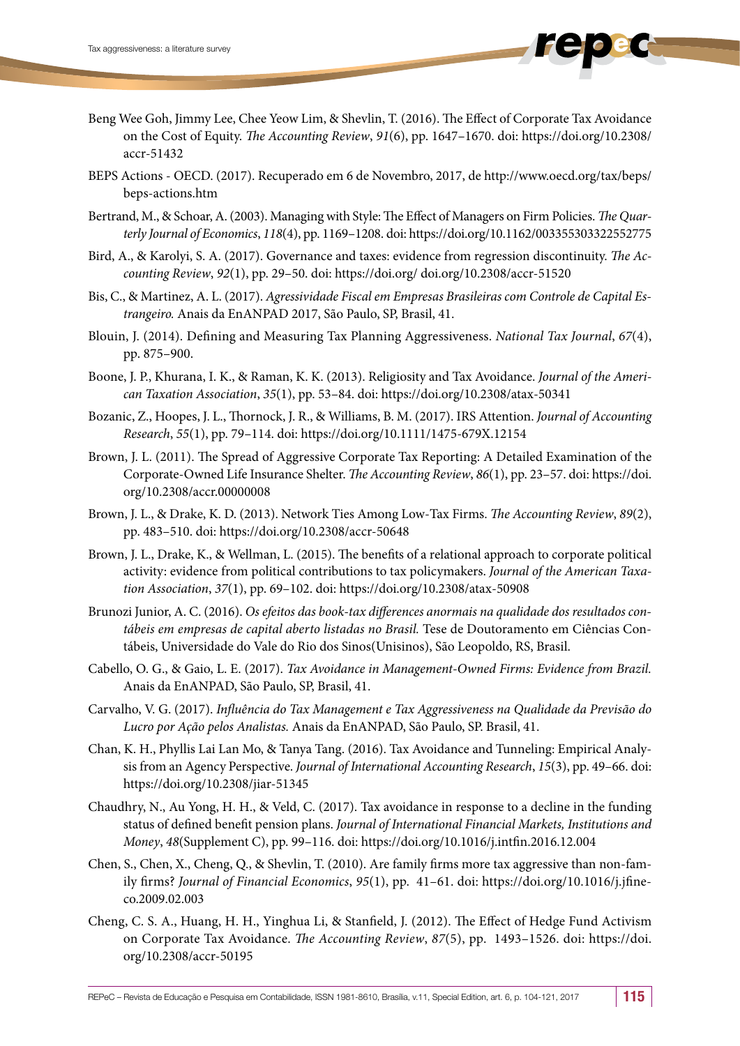Beng Wee Goh, Jimmy Lee, Chee Yeow Lim, & Shevlin, T. (2016). The Effect of Corporate Tax Avoidance on the Cost of Equity. *The Accounting Review*, *91*(6), pp. 1647–1670. doi: https://doi.org/10.2308/accr-51432

BEPS Actions - OECD. (2017). Recuperado em 6 de Novembro, 2017, de http://www.oecd.org/tax/beps/beps-actions.htm

Bertrand, M., & Schoar, A. (2003). Managing with Style: The Effect of Managers on Firm Policies. *The Quarterly Journal of Economics*, *118*(4), pp. 1169–1208. doi: https://doi.org/10.1162/003355303322552775

Bird, A., & Karolyi, S. A. (2017). Governance and taxes: evidence from regression discontinuity. *The Accounting Review*, *92*(1), pp. 29–50. doi: https://doi.org/ doi.org/10.2308/accr-51520

Bis, C., & Martinez, A. L. (2017). *Agressividade Fiscal em Empresas Brasileiras com Controle de Capital Estrangeiro.* Anais da EnANPAD 2017, São Paulo, SP, Brasil, 41.

Blouin, J. (2014). Defining and Measuring Tax Planning Aggressiveness. *National Tax Journal*, *67*(4), pp. 875–900.

Boone, J. P., Khurana, I. K., & Raman, K. K. (2013). Religiosity and Tax Avoidance. *Journal of the American Taxation Association*, *35*(1), pp. 53–84. doi: https://doi.org/10.2308/atax-50341

Bozanic, Z., Hoopes, J. L., Thornock, J. R., & Williams, B. M. (2017). IRS Attention. *Journal of Accounting Research*, *55*(1), pp. 79–114. doi: https://doi.org/10.1111/1475-679X.12154

Brown, J. L. (2011). The Spread of Aggressive Corporate Tax Reporting: A Detailed Examination of the Corporate-Owned Life Insurance Shelter. *The Accounting Review*, *86*(1), pp. 23–57. doi: https://doi.org/10.2308/accr.00000008

Brown, J. L., & Drake, K. D. (2013). Network Ties Among Low-Tax Firms. *The Accounting Review*, *89*(2), pp. 483–510. doi: https://doi.org/10.2308/accr-50648

Brown, J. L., Drake, K., & Wellman, L. (2015). The benefits of a relational approach to corporate political activity: evidence from political contributions to tax policymakers. *Journal of the American Taxation Association*, *37*(1), pp. 69–102. doi: https://doi.org/10.2308/atax-50908

Brunozi Junior, A. C. (2016). *Os efeitos das book-tax differences anormais na qualidade dos resultados contábeis em empresas de capital aberto listadas no Brasil.* Tese de Doutoramento em Ciências Contábeis, Universidade do Vale do Rio dos Sinos(Unisinos), São Leopoldo, RS, Brasil.

Cabello, O. G., & Gaio, L. E. (2017). *Tax Avoidance in Management-Owned Firms: Evidence from Brazil.* Anais da EnANPAD, São Paulo, SP, Brasil, 41.

Carvalho, V. G. (2017). *Influência do Tax Management e Tax Aggressiveness na Qualidade da Previsão do Lucro por Ação pelos Analistas.* Anais da EnANPAD, São Paulo, SP. Brasil, 41.

Chan, K. H., Phyllis Lai Lan Mo, & Tanya Tang. (2016). Tax Avoidance and Tunneling: Empirical Analysis from an Agency Perspective. *Journal of International Accounting Research*, *15*(3), pp. 49–66. doi: https://doi.org/10.2308/jiar-51345

Chaudhry, N., Au Yong, H. H., & Veld, C. (2017). Tax avoidance in response to a decline in the funding status of defined benefit pension plans. *Journal of International Financial Markets, Institutions and Money*, *48*(Supplement C), pp. 99–116. doi: https://doi.org/10.1016/j.intfin.2016.12.004

Chen, S., Chen, X., Cheng, Q., & Shevlin, T. (2010). Are family firms more tax aggressive than non-family firms? *Journal of Financial Economics*, *95*(1), pp. 41–61. doi: https://doi.org/10.1016/j.jfineco.2009.02.003

Cheng, C. S. A., Huang, H. H., Yinghua Li, & Stanfield, J. (2012). The Effect of Hedge Fund Activism on Corporate Tax Avoidance. *The Accounting Review*, *87*(5), pp. 1493–1526. doi: https://doi.org/10.2308/accr-50195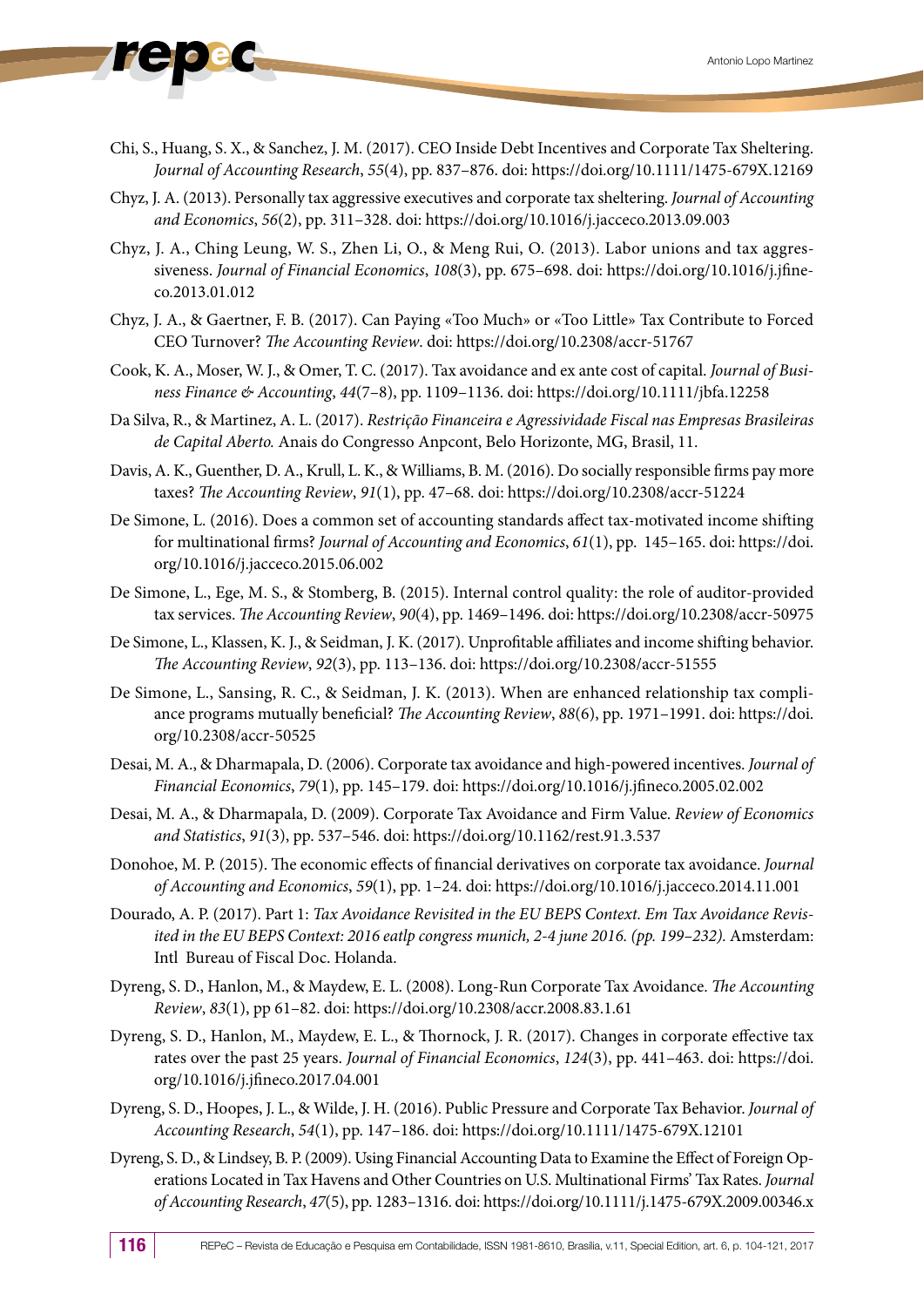Chi, S., Huang, S. X., & Sanchez, J. M. (2017). CEO Inside Debt Incentives and Corporate Tax Sheltering. *Journal of Accounting Research*, *55*(4), pp. 837–876. doi: https://doi.org/10.1111/1475-679X.12169

Chyz, J. A. (2013). Personally tax aggressive executives and corporate tax sheltering. *Journal of Accounting and Economics*, *56*(2), pp. 311–328. doi: https://doi.org/10.1016/j.jacceco.2013.09.003

Chyz, J. A., Ching Leung, W. S., Zhen Li, O., & Meng Rui, O. (2013). Labor unions and tax aggressiveness. *Journal of Financial Economics*, *108*(3), pp. 675–698. doi: https://doi.org/10.1016/j.jfineco.2013.01.012

Chyz, J. A., & Gaertner, F. B. (2017). Can Paying «Too Much» or «Too Little» Tax Contribute to Forced CEO Turnover? *The Accounting Review*. doi: https://doi.org/10.2308/accr-51767

Cook, K. A., Moser, W. J., & Omer, T. C. (2017). Tax avoidance and ex ante cost of capital. *Journal of Business Finance & Accounting*, *44*(7–8), pp. 1109–1136. doi: https://doi.org/10.1111/jbfa.12258

Da Silva, R., & Martinez, A. L. (2017). *Restrição Financeira e Agressividade Fiscal nas Empresas Brasileiras de Capital Aberto.* Anais do Congresso Anpcont, Belo Horizonte, MG, Brasil, 11.

Davis, A. K., Guenther, D. A., Krull, L. K., & Williams, B. M. (2016). Do socially responsible firms pay more taxes? *The Accounting Review*, *91*(1), pp. 47–68. doi: https://doi.org/10.2308/accr-51224

De Simone, L. (2016). Does a common set of accounting standards affect tax-motivated income shifting for multinational firms? *Journal of Accounting and Economics*, *61*(1), pp. 145–165. doi: https://doi.org/10.1016/j.jacceco.2015.06.002

De Simone, L., Ege, M. S., & Stomberg, B. (2015). Internal control quality: the role of auditor-provided tax services. *The Accounting Review*, *90*(4), pp. 1469–1496. doi: https://doi.org/10.2308/accr-50975

De Simone, L., Klassen, K. J., & Seidman, J. K. (2017). Unprofitable affiliates and income shifting behavior. *The Accounting Review*, *92*(3), pp. 113–136. doi: https://doi.org/10.2308/accr-51555

De Simone, L., Sansing, R. C., & Seidman, J. K. (2013). When are enhanced relationship tax compliance programs mutually beneficial? *The Accounting Review*, *88*(6), pp. 1971–1991. doi: https://doi.org/10.2308/accr-50525

Desai, M. A., & Dharmapala, D. (2006). Corporate tax avoidance and high-powered incentives. *Journal of Financial Economics*, *79*(1), pp. 145–179. doi: https://doi.org/10.1016/j.jfineco.2005.02.002

Desai, M. A., & Dharmapala, D. (2009). Corporate Tax Avoidance and Firm Value. *Review of Economics and Statistics*, *91*(3), pp. 537–546. doi: https://doi.org/10.1162/rest.91.3.537

Donohoe, M. P. (2015). The economic effects of financial derivatives on corporate tax avoidance. *Journal of Accounting and Economics*, *59*(1), pp. 1–24. doi: https://doi.org/10.1016/j.jacceco.2014.11.001

Dourado, A. P. (2017). Part 1: *Tax Avoidance Revisited in the EU BEPS Context. Em Tax Avoidance Revisited in the EU BEPS Context: 2016 eatlp congress munich, 2-4 june 2016. (pp. 199–232).* Amsterdam: Intl Bureau of Fiscal Doc. Holanda.

Dyreng, S. D., Hanlon, M., & Maydew, E. L. (2008). Long-Run Corporate Tax Avoidance. *The Accounting Review*, *83*(1), pp 61–82. doi: https://doi.org/10.2308/accr.2008.83.1.61

Dyreng, S. D., Hanlon, M., Maydew, E. L., & Thornock, J. R. (2017). Changes in corporate effective tax rates over the past 25 years. *Journal of Financial Economics*, *124*(3), pp. 441–463. doi: https://doi.org/10.1016/j.jfineco.2017.04.001

Dyreng, S. D., Hoopes, J. L., & Wilde, J. H. (2016). Public Pressure and Corporate Tax Behavior. *Journal of Accounting Research*, *54*(1), pp. 147–186. doi: https://doi.org/10.1111/1475-679X.12101

Dyreng, S. D., & Lindsey, B. P. (2009). Using Financial Accounting Data to Examine the Effect of Foreign Operations Located in Tax Havens and Other Countries on U.S. Multinational Firms' Tax Rates. *Journal of Accounting Research*, *47*(5), pp. 1283–1316. doi: https://doi.org/10.1111/j.1475-679X.2009.00346.x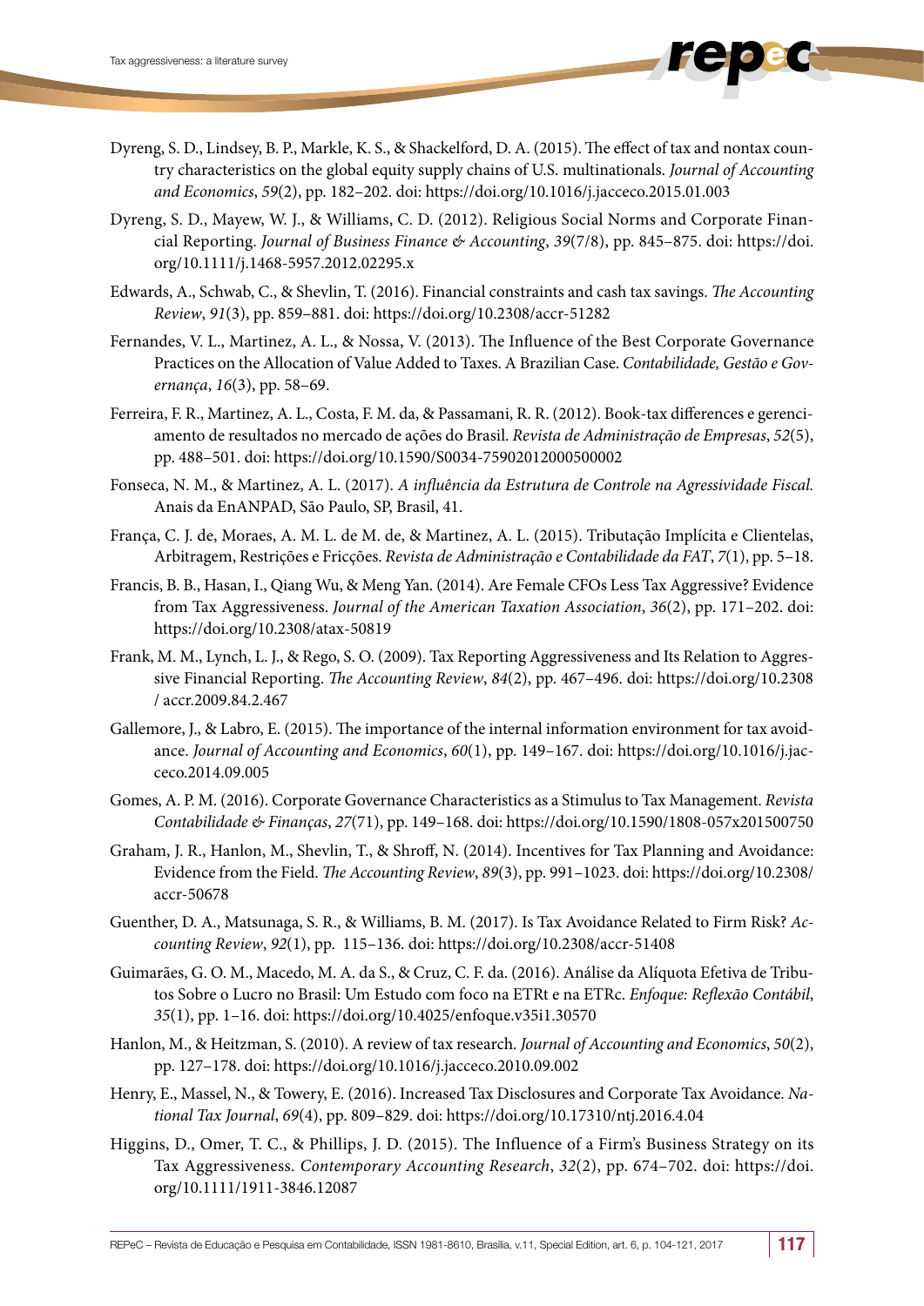Dyreng, S. D., Lindsey, B. P., Markle, K. S., & Shackelford, D. A. (2015). The effect of tax and nontax country characteristics on the global equity supply chains of U.S. multinationals. *Journal of Accounting and Economics*, *59*(2), pp. 182–202. doi: https://doi.org/10.1016/j.jacceco.2015.01.003

Dyreng, S. D., Mayew, W. J., & Williams, C. D. (2012). Religious Social Norms and Corporate Financial Reporting. *Journal of Business Finance & Accounting*, *39*(7/8), pp. 845–875. doi: https://doi.org/10.1111/j.1468-5957.2012.02295.x

Edwards, A., Schwab, C., & Shevlin, T. (2016). Financial constraints and cash tax savings. *The Accounting Review*, *91*(3), pp. 859–881. doi: https://doi.org/10.2308/accr-51282

Fernandes, V. L., Martinez, A. L., & Nossa, V. (2013). The Influence of the Best Corporate Governance Practices on the Allocation of Value Added to Taxes. A Brazilian Case. *Contabilidade, Gestão e Governança*, *16*(3), pp. 58–69.

Ferreira, F. R., Martinez, A. L., Costa, F. M. da, & Passamani, R. R. (2012). Book-tax differences e gerenciamento de resultados no mercado de ações do Brasil. *Revista de Administração de Empresas*, *52*(5), pp. 488–501. doi: https://doi.org/10.1590/S0034-75902012000500002

Fonseca, N. M., & Martinez, A. L. (2017). *A influência da Estrutura de Controle na Agressividade Fiscal.* Anais da EnANPAD, São Paulo, SP, Brasil, 41.

França, C. J. de, Moraes, A. M. L. de M. de, & Martinez, A. L. (2015). Tributação Implícita e Clientelas, Arbitragem, Restrições e Fricções. *Revista de Administração e Contabilidade da FAT*, *7*(1), pp. 5–18.

Francis, B. B., Hasan, I., Qiang Wu, & Meng Yan. (2014). Are Female CFOs Less Tax Aggressive? Evidence from Tax Aggressiveness. *Journal of the American Taxation Association*, *36*(2), pp. 171–202. doi: https://doi.org/10.2308/atax-50819

Frank, M. M., Lynch, L. J., & Rego, S. O. (2009). Tax Reporting Aggressiveness and Its Relation to Aggressive Financial Reporting. *The Accounting Review*, *84*(2), pp. 467–496. doi: https://doi.org/10.2308 / accr.2009.84.2.467

Gallemore, J., & Labro, E. (2015). The importance of the internal information environment for tax avoidance. *Journal of Accounting and Economics*, *60*(1), pp. 149–167. doi: https://doi.org/10.1016/j.jacceco.2014.09.005

Gomes, A. P. M. (2016). Corporate Governance Characteristics as a Stimulus to Tax Management. *Revista Contabilidade & Finanças*, *27*(71), pp. 149–168. doi: https://doi.org/10.1590/1808-057x201500750

Graham, J. R., Hanlon, M., Shevlin, T., & Shroff, N. (2014). Incentives for Tax Planning and Avoidance: Evidence from the Field. *The Accounting Review*, *89*(3), pp. 991–1023. doi: https://doi.org/10.2308/accr-50678

Guenther, D. A., Matsunaga, S. R., & Williams, B. M. (2017). Is Tax Avoidance Related to Firm Risk? *Accounting Review*, *92*(1), pp. 115–136. doi: https://doi.org/10.2308/accr-51408

Guimarães, G. O. M., Macedo, M. A. da S., & Cruz, C. F. da. (2016). Análise da Alíquota Efetiva de Tributos Sobre o Lucro no Brasil: Um Estudo com foco na ETRt e na ETRc. *Enfoque: Reflexão Contábil*, *35*(1), pp. 1–16. doi: https://doi.org/10.4025/enfoque.v35i1.30570

Hanlon, M., & Heitzman, S. (2010). A review of tax research. *Journal of Accounting and Economics*, *50*(2), pp. 127–178. doi: https://doi.org/10.1016/j.jacceco.2010.09.002

Henry, E., Massel, N., & Towery, E. (2016). Increased Tax Disclosures and Corporate Tax Avoidance. *National Tax Journal*, *69*(4), pp. 809–829. doi: https://doi.org/10.17310/ntj.2016.4.04

Higgins, D., Omer, T. C., & Phillips, J. D. (2015). The Influence of a Firm's Business Strategy on its Tax Aggressiveness. *Contemporary Accounting Research*, *32*(2), pp. 674–702. doi: https://doi.org/10.1111/1911-3846.12087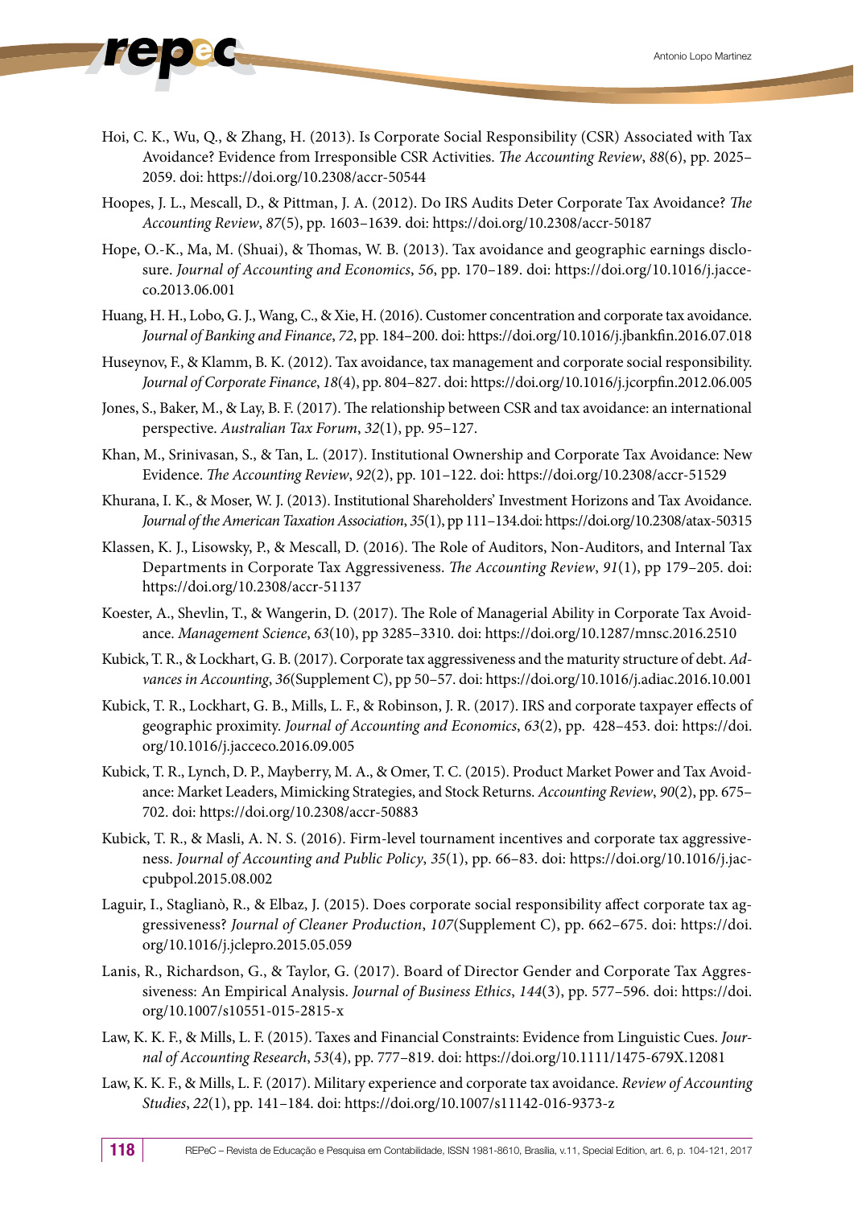Hoi, C. K., Wu, Q., & Zhang, H. (2013). Is Corporate Social Responsibility (CSR) Associated with Tax Avoidance? Evidence from Irresponsible CSR Activities. *The Accounting Review*, *88*(6), pp. 2025–2059. doi: https://doi.org/10.2308/accr-50544

Hoopes, J. L., Mescall, D., & Pittman, J. A. (2012). Do IRS Audits Deter Corporate Tax Avoidance? *The Accounting Review*, *87*(5), pp. 1603–1639. doi: https://doi.org/10.2308/accr-50187

Hope, O.-K., Ma, M. (Shuai), & Thomas, W. B. (2013). Tax avoidance and geographic earnings disclosure. *Journal of Accounting and Economics*, *56*, pp. 170–189. doi: https://doi.org/10.1016/j.jacceco.2013.06.001

Huang, H. H., Lobo, G. J., Wang, C., & Xie, H. (2016). Customer concentration and corporate tax avoidance. *Journal of Banking and Finance*, *72*, pp. 184–200. doi: https://doi.org/10.1016/j.jbankfin.2016.07.018

Huseynov, F., & Klamm, B. K. (2012). Tax avoidance, tax management and corporate social responsibility. *Journal of Corporate Finance*, *18*(4), pp. 804–827. doi: https://doi.org/10.1016/j.jcorpfin.2012.06.005

Jones, S., Baker, M., & Lay, B. F. (2017). The relationship between CSR and tax avoidance: an international perspective. *Australian Tax Forum*, *32*(1), pp. 95–127.

Khan, M., Srinivasan, S., & Tan, L. (2017). Institutional Ownership and Corporate Tax Avoidance: New Evidence. *The Accounting Review*, *92*(2), pp. 101–122. doi: https://doi.org/10.2308/accr-51529

Khurana, I. K., & Moser, W. J. (2013). Institutional Shareholders' Investment Horizons and Tax Avoidance. *Journal of the American Taxation Association*, *35*(1), pp 111–134.doi: https://doi.org/10.2308/atax-50315

Klassen, K. J., Lisowsky, P., & Mescall, D. (2016). The Role of Auditors, Non-Auditors, and Internal Tax Departments in Corporate Tax Aggressiveness. *The Accounting Review*, *91*(1), pp 179–205. doi: https://doi.org/10.2308/accr-51137

Koester, A., Shevlin, T., & Wangerin, D. (2017). The Role of Managerial Ability in Corporate Tax Avoidance. *Management Science*, *63*(10), pp 3285–3310. doi: https://doi.org/10.1287/mnsc.2016.2510

Kubick, T. R., & Lockhart, G. B. (2017). Corporate tax aggressiveness and the maturity structure of debt. *Advances in Accounting*, *36*(Supplement C), pp 50–57. doi: https://doi.org/10.1016/j.adiac.2016.10.001

Kubick, T. R., Lockhart, G. B., Mills, L. F., & Robinson, J. R. (2017). IRS and corporate taxpayer effects of geographic proximity. *Journal of Accounting and Economics*, *63*(2), pp. 428–453. doi: https://doi.org/10.1016/j.jacceco.2016.09.005

Kubick, T. R., Lynch, D. P., Mayberry, M. A., & Omer, T. C. (2015). Product Market Power and Tax Avoidance: Market Leaders, Mimicking Strategies, and Stock Returns. *Accounting Review*, *90*(2), pp. 675–702. doi: https://doi.org/10.2308/accr-50883

Kubick, T. R., & Masli, A. N. S. (2016). Firm-level tournament incentives and corporate tax aggressiveness. *Journal of Accounting and Public Policy*, *35*(1), pp. 66–83. doi: https://doi.org/10.1016/j.jaccpubpol.2015.08.002

Laguir, I., Staglianò, R., & Elbaz, J. (2015). Does corporate social responsibility affect corporate tax aggressiveness? *Journal of Cleaner Production*, *107*(Supplement C), pp. 662–675. doi: https://doi.org/10.1016/j.jclepro.2015.05.059

Lanis, R., Richardson, G., & Taylor, G. (2017). Board of Director Gender and Corporate Tax Aggressiveness: An Empirical Analysis. *Journal of Business Ethics*, *144*(3), pp. 577–596. doi: https://doi.org/10.1007/s10551-015-2815-x

Law, K. K. F., & Mills, L. F. (2015). Taxes and Financial Constraints: Evidence from Linguistic Cues. *Journal of Accounting Research*, *53*(4), pp. 777–819. doi: https://doi.org/10.1111/1475-679X.12081

Law, K. K. F., & Mills, L. F. (2017). Military experience and corporate tax avoidance. *Review of Accounting Studies*, *22*(1), pp. 141–184. doi: https://doi.org/10.1007/s11142-016-9373-z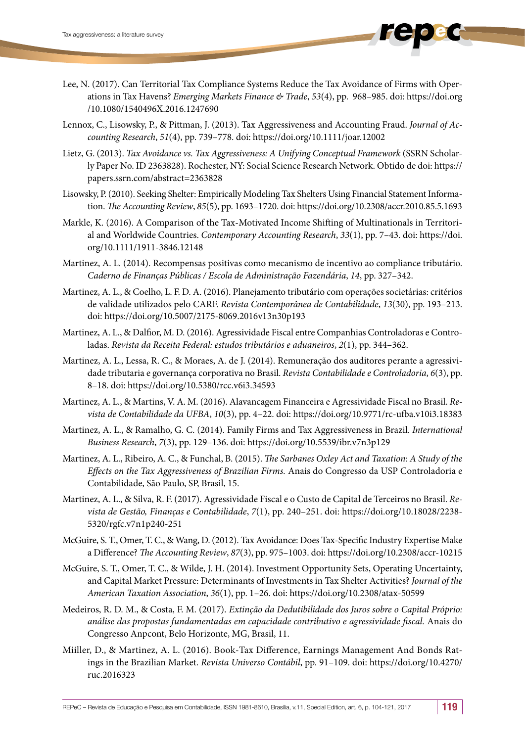Lee, N. (2017). Can Territorial Tax Compliance Systems Reduce the Tax Avoidance of Firms with Operations in Tax Havens? *Emerging Markets Finance & Trade*, *53*(4), pp. 968–985. doi: https://doi.org/10.1080/1540496X.2016.1247690

Lennox, C., Lisowsky, P., & Pittman, J. (2013). Tax Aggressiveness and Accounting Fraud. *Journal of Accounting Research*, *51*(4), pp. 739–778. doi: https://doi.org/10.1111/joar.12002

Lietz, G. (2013). *Tax Avoidance vs. Tax Aggressiveness: A Unifying Conceptual Framework* (SSRN Scholarly Paper No. ID 2363828). Rochester, NY: Social Science Research Network. Obtido de doi: https://papers.ssrn.com/abstract=2363828

Lisowsky, P. (2010). Seeking Shelter: Empirically Modeling Tax Shelters Using Financial Statement Information. *The Accounting Review*, *85*(5), pp. 1693–1720. doi: https://doi.org/10.2308/accr.2010.85.5.1693

Markle, K. (2016). A Comparison of the Tax-Motivated Income Shifting of Multinationals in Territorial and Worldwide Countries. *Contemporary Accounting Research*, *33*(1), pp. 7–43. doi: https://doi.org/10.1111/1911-3846.12148

Martinez, A. L. (2014). Recompensas positivas como mecanismo de incentivo ao compliance tributário. *Caderno de Finanças Públicas / Escola de Administração Fazendária*, *14*, pp. 327–342.

Martinez, A. L., & Coelho, L. F. D. A. (2016). Planejamento tributário com operações societárias: critérios de validade utilizados pelo CARF. *Revista Contemporânea de Contabilidade*, *13*(30), pp. 193–213. doi: https://doi.org/10.5007/2175-8069.2016v13n30p193

Martinez, A. L., & Dalfior, M. D. (2016). Agressividade Fiscal entre Companhias Controladoras e Controladas. *Revista da Receita Federal: estudos tributários e aduaneiros*, *2*(1), pp. 344–362.

Martinez, A. L., Lessa, R. C., & Moraes, A. de J. (2014). Remuneração dos auditores perante a agressividade tributaria e governança corporativa no Brasil. *Revista Contabilidade e Controladoria*, *6*(3), pp. 8–18. doi: https://doi.org/10.5380/rcc.v6i3.34593

Martinez, A. L., & Martins, V. A. M. (2016). Alavancagem Financeira e Agressividade Fiscal no Brasil. *Revista de Contabilidade da UFBA*, *10*(3), pp. 4–22. doi: https://doi.org/10.9771/rc-ufba.v10i3.18383

Martinez, A. L., & Ramalho, G. C. (2014). Family Firms and Tax Aggressiveness in Brazil. *International Business Research*, *7*(3), pp. 129–136. doi: https://doi.org/10.5539/ibr.v7n3p129

Martinez, A. L., Ribeiro, A. C., & Funchal, B. (2015). *The Sarbanes Oxley Act and Taxation: A Study of the Effects on the Tax Aggressiveness of Brazilian Firms.* Anais do Congresso da USP Controladoria e Contabilidade, São Paulo, SP, Brasil, 15.

Martinez, A. L., & Silva, R. F. (2017). Agressividade Fiscal e o Custo de Capital de Terceiros no Brasil. *Revista de Gestão, Finanças e Contabilidade*, *7*(1), pp. 240–251. doi: https://doi.org/10.18028/2238-5320/rgfc.v7n1p240-251

McGuire, S. T., Omer, T. C., & Wang, D. (2012). Tax Avoidance: Does Tax-Specific Industry Expertise Make a Difference? *The Accounting Review*, *87*(3), pp. 975–1003. doi: https://doi.org/10.2308/accr-10215

McGuire, S. T., Omer, T. C., & Wilde, J. H. (2014). Investment Opportunity Sets, Operating Uncertainty, and Capital Market Pressure: Determinants of Investments in Tax Shelter Activities? *Journal of the American Taxation Association*, *36*(1), pp. 1–26. doi: https://doi.org/10.2308/atax-50599

Medeiros, R. D. M., & Costa, F. M. (2017). *Extinção da Dedutibilidade dos Juros sobre o Capital Próprio: análise das propostas fundamentadas em capacidade contributivo e agressividade fiscal.* Anais do Congresso Anpcont, Belo Horizonte, MG, Brasil, 11.

Miiller, D., & Martinez, A. L. (2016). Book-Tax Difference, Earnings Management And Bonds Ratings in the Brazilian Market. *Revista Universo Contábil*, pp. 91–109. doi: https://doi.org/10.4270/ruc.2016323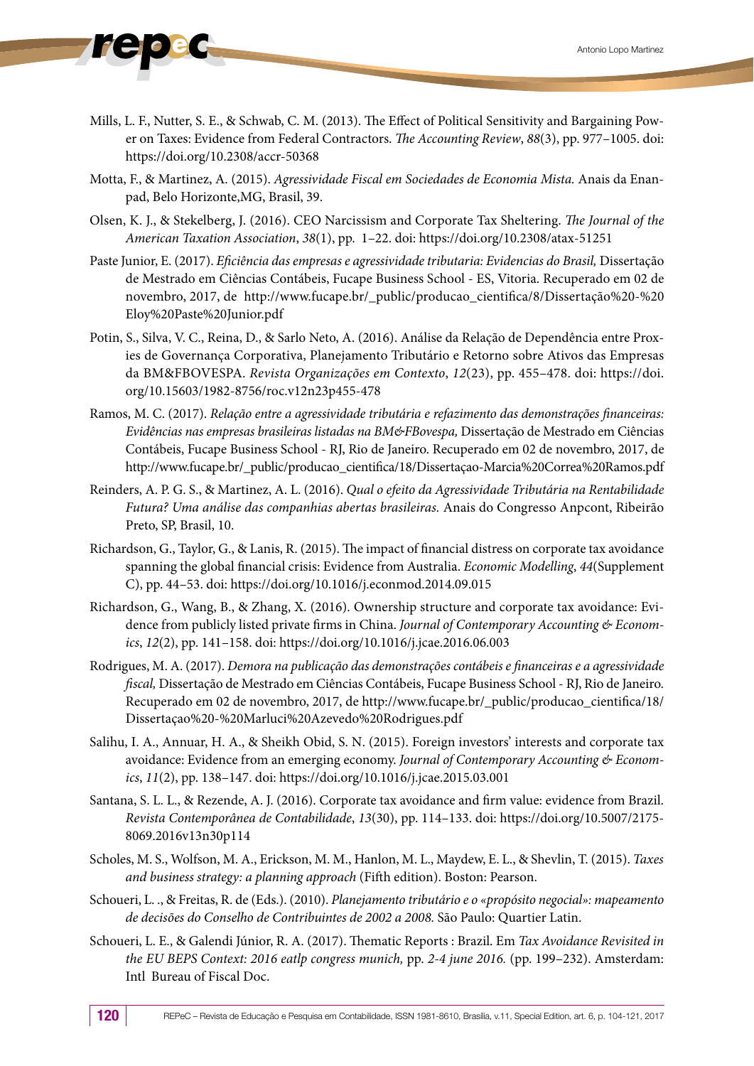Mills, L. F., Nutter, S. E., & Schwab, C. M. (2013). The Effect of Political Sensitivity and Bargaining Power on Taxes: Evidence from Federal Contractors. *The Accounting Review*, *88*(3), pp. 977–1005. doi: https://doi.org/10.2308/accr-50368

Motta, F., & Martinez, A. (2015). *Agressividade Fiscal em Sociedades de Economia Mista.* Anais da Enanpad, Belo Horizonte,MG, Brasil, 39.

Olsen, K. J., & Stekelberg, J. (2016). CEO Narcissism and Corporate Tax Sheltering. *The Journal of the American Taxation Association*, *38*(1), pp. 1–22. doi: https://doi.org/10.2308/atax-51251

Paste Junior, E. (2017). *Eficiência das empresas e agressividade tributaria: Evidencias do Brasil,* Dissertação de Mestrado em Ciências Contábeis, Fucape Business School - ES, Vitoria. Recuperado em 02 de novembro, 2017, de http://www.fucape.br/_public/producao_cientifica/8/Dissertação%20-%20Eloy%20Paste%20Junior.pdf

Potin, S., Silva, V. C., Reina, D., & Sarlo Neto, A. (2016). Análise da Relação de Dependência entre Proxies de Governança Corporativa, Planejamento Tributário e Retorno sobre Ativos das Empresas da BM&FBOVESPA. *Revista Organizações em Contexto*, *12*(23), pp. 455–478. doi: https://doi.org/10.15603/1982-8756/roc.v12n23p455-478

Ramos, M. C. (2017). *Relação entre a agressividade tributária e refazimento das demonstrações financeiras: Evidências nas empresas brasileiras listadas na BM&FBovespa,* Dissertação de Mestrado em Ciências Contábeis, Fucape Business School - RJ, Rio de Janeiro. Recuperado em 02 de novembro, 2017, de http://www.fucape.br/_public/producao_cientifica/18/Dissertaçao-Marcia%20Correa%20Ramos.pdf

Reinders, A. P. G. S., & Martinez, A. L. (2016). *Qual o efeito da Agressividade Tributária na Rentabilidade Futura? Uma análise das companhias abertas brasileiras.* Anais do Congresso Anpcont, Ribeirão Preto, SP, Brasil, 10.

Richardson, G., Taylor, G., & Lanis, R. (2015). The impact of financial distress on corporate tax avoidance spanning the global financial crisis: Evidence from Australia. *Economic Modelling*, *44*(Supplement C), pp. 44–53. doi: https://doi.org/10.1016/j.econmod.2014.09.015

Richardson, G., Wang, B., & Zhang, X. (2016). Ownership structure and corporate tax avoidance: Evidence from publicly listed private firms in China. *Journal of Contemporary Accounting & Economics*, *12*(2), pp. 141–158. doi: https://doi.org/10.1016/j.jcae.2016.06.003

Rodrigues, M. A. (2017). *Demora na publicação das demonstrações contábeis e financeiras e a agressividade fiscal,* Dissertação de Mestrado em Ciências Contábeis, Fucape Business School - RJ, Rio de Janeiro. Recuperado em 02 de novembro, 2017, de http://www.fucape.br/_public/producao_cientifica/18/Dissertaçao%20-%20Marluci%20Azevedo%20Rodrigues.pdf

Salihu, I. A., Annuar, H. A., & Sheikh Obid, S. N. (2015). Foreign investors' interests and corporate tax avoidance: Evidence from an emerging economy. *Journal of Contemporary Accounting & Economics*, *11*(2), pp. 138–147. doi: https://doi.org/10.1016/j.jcae.2015.03.001

Santana, S. L. L., & Rezende, A. J. (2016). Corporate tax avoidance and firm value: evidence from Brazil. *Revista Contemporânea de Contabilidade*, *13*(30), pp. 114–133. doi: https://doi.org/10.5007/2175-8069.2016v13n30p114

Scholes, M. S., Wolfson, M. A., Erickson, M. M., Hanlon, M. L., Maydew, E. L., & Shevlin, T. (2015). *Taxes and business strategy: a planning approach* (Fifth edition). Boston: Pearson.

Schoueri, L. ., & Freitas, R. de (Eds.). (2010). *Planejamento tributário e o «propósito negocial»: mapeamento de decisões do Conselho de Contribuintes de 2002 a 2008.* São Paulo: Quartier Latin.

Schoueri, L. E., & Galendi Júnior, R. A. (2017). Thematic Reports : Brazil. Em *Tax Avoidance Revisited in the EU BEPS Context: 2016 eatlp congress munich,* pp. *2-4 june 2016.* (pp. 199–232). Amsterdam: Intl Bureau of Fiscal Doc.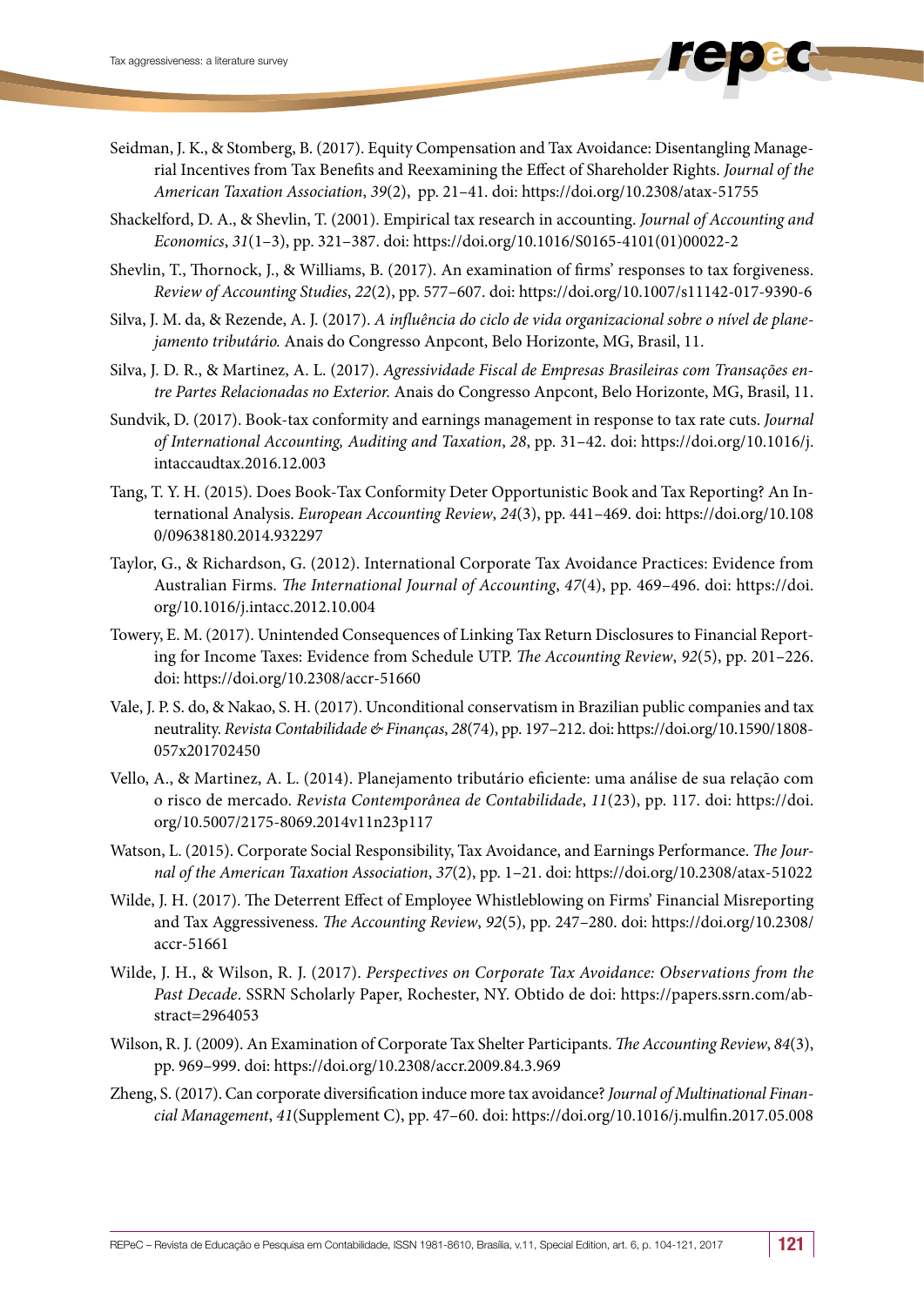Seidman, J. K., & Stomberg, B. (2017). Equity Compensation and Tax Avoidance: Disentangling Managerial Incentives from Tax Benefits and Reexamining the Effect of Shareholder Rights. *Journal of the American Taxation Association*, *39*(2), pp. 21–41. doi: https://doi.org/10.2308/atax-51755

Shackelford, D. A., & Shevlin, T. (2001). Empirical tax research in accounting. *Journal of Accounting and Economics*, *31*(1–3), pp. 321–387. doi: https://doi.org/10.1016/S0165-4101(01)00022-2

Shevlin, T., Thornock, J., & Williams, B. (2017). An examination of firms' responses to tax forgiveness. *Review of Accounting Studies*, *22*(2), pp. 577–607. doi: https://doi.org/10.1007/s11142-017-9390-6

Silva, J. M. da, & Rezende, A. J. (2017). *A influência do ciclo de vida organizacional sobre o nível de planejamento tributário.* Anais do Congresso Anpcont, Belo Horizonte, MG, Brasil, 11.

Silva, J. D. R., & Martinez, A. L. (2017). *Agressividade Fiscal de Empresas Brasileiras com Transações entre Partes Relacionadas no Exterior.* Anais do Congresso Anpcont, Belo Horizonte, MG, Brasil, 11.

Sundvik, D. (2017). Book-tax conformity and earnings management in response to tax rate cuts. *Journal of International Accounting, Auditing and Taxation*, *28*, pp. 31–42. doi: https://doi.org/10.1016/j.intaccaudtax.2016.12.003

Tang, T. Y. H. (2015). Does Book-Tax Conformity Deter Opportunistic Book and Tax Reporting? An International Analysis. *European Accounting Review*, *24*(3), pp. 441–469. doi: https://doi.org/10.1080/09638180.2014.932297

Taylor, G., & Richardson, G. (2012). International Corporate Tax Avoidance Practices: Evidence from Australian Firms. *The International Journal of Accounting*, *47*(4), pp. 469–496. doi: https://doi.org/10.1016/j.intacc.2012.10.004

Towery, E. M. (2017). Unintended Consequences of Linking Tax Return Disclosures to Financial Reporting for Income Taxes: Evidence from Schedule UTP. *The Accounting Review*, *92*(5), pp. 201–226. doi: https://doi.org/10.2308/accr-51660

Vale, J. P. S. do, & Nakao, S. H. (2017). Unconditional conservatism in Brazilian public companies and tax neutrality. *Revista Contabilidade & Finanças*, *28*(74), pp. 197–212. doi: https://doi.org/10.1590/1808-057x201702450

Vello, A., & Martinez, A. L. (2014). Planejamento tributário eficiente: uma análise de sua relação com o risco de mercado. *Revista Contemporânea de Contabilidade*, *11*(23), pp. 117. doi: https://doi.org/10.5007/2175-8069.2014v11n23p117

Watson, L. (2015). Corporate Social Responsibility, Tax Avoidance, and Earnings Performance. *The Journal of the American Taxation Association*, *37*(2), pp. 1–21. doi: https://doi.org/10.2308/atax-51022

Wilde, J. H. (2017). The Deterrent Effect of Employee Whistleblowing on Firms' Financial Misreporting and Tax Aggressiveness. *The Accounting Review*, *92*(5), pp. 247–280. doi: https://doi.org/10.2308/accr-51661

Wilde, J. H., & Wilson, R. J. (2017). *Perspectives on Corporate Tax Avoidance: Observations from the Past Decade*. SSRN Scholarly Paper, Rochester, NY. Obtido de doi: https://papers.ssrn.com/abstract=2964053

Wilson, R. J. (2009). An Examination of Corporate Tax Shelter Participants. *The Accounting Review*, *84*(3), pp. 969–999. doi: https://doi.org/10.2308/accr.2009.84.3.969

Zheng, S. (2017). Can corporate diversification induce more tax avoidance? *Journal of Multinational Financial Management*, *41*(Supplement C), pp. 47–60. doi: https://doi.org/10.1016/j.mulfin.2017.05.008